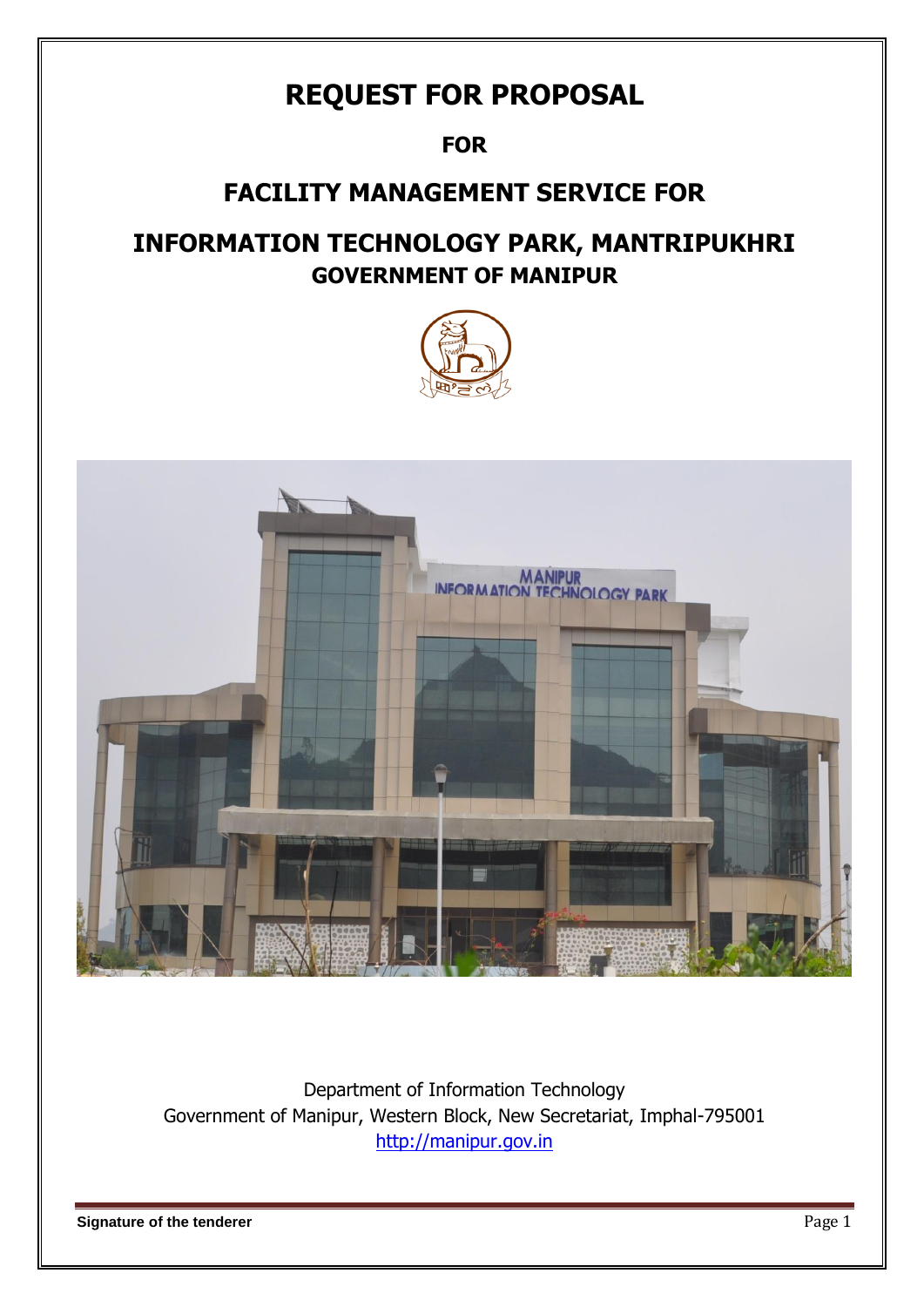# REQUEST FOR PROPOSAL

## FOR

## FACILITY MANAGEMENT SERVICE FOR

## INFORMATION TECHNOLOGY PARK, MANTRIPUKHRI

### GOVERNMENT OF MANIPUR

Department of Information Technology

Government of Manipur, Western Block, New Secretariat, Imphal-795001

http://manipur.gov.in

**Signature of the tenderer**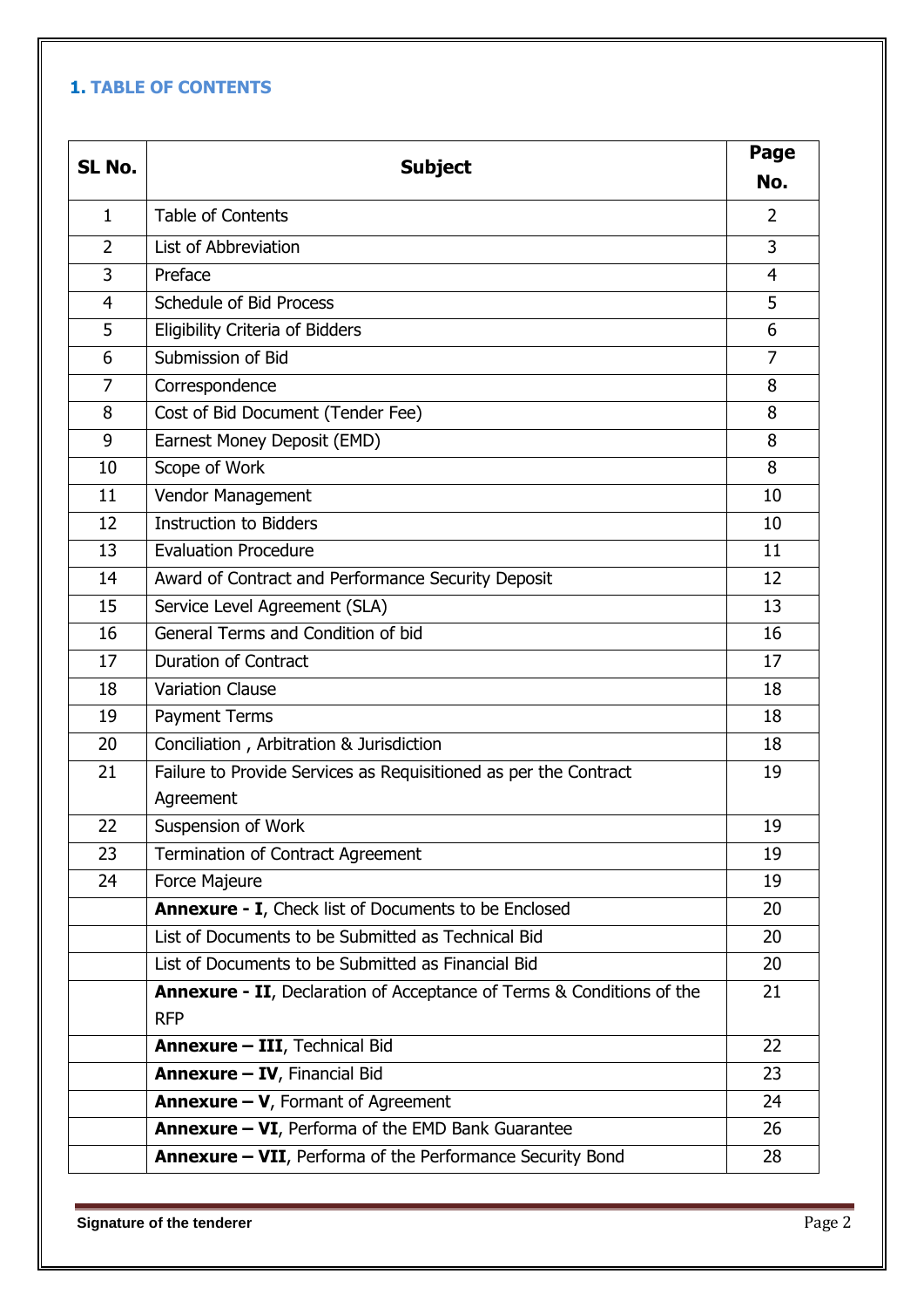## 1. TABLE OF CONTENTS

| SL No. | Subject | Page No. |
|---|---|---|
| 1 | Table of Contents | 2 |
| 2 | List of Abbreviation | 3 |
| 3 | Preface | 4 |
| 4 | Schedule of Bid Process | 5 |
| 5 | Eligibility Criteria of Bidders | 6 |
| 6 | Submission of Bid | 7 |
| 7 | Correspondence | 8 |
| 8 | Cost of Bid Document (Tender Fee) | 8 |
| 9 | Earnest Money Deposit (EMD) | 8 |
| 10 | Scope of Work | 8 |
| 11 | Vendor Management | 10 |
| 12 | Instruction to Bidders | 10 |
| 13 | Evaluation Procedure | 11 |
| 14 | Award of Contract and Performance Security Deposit | 12 |
| 15 | Service Level Agreement (SLA) | 13 |
| 16 | General Terms and Condition of bid | 16 |
| 17 | Duration of Contract | 17 |
| 18 | Variation Clause | 18 |
| 19 | Payment Terms | 18 |
| 20 | Conciliation , Arbitration & Jurisdiction | 18 |
| 21 | Failure to Provide Services as Requisitioned as per the Contract Agreement | 19 |
| 22 | Suspension of Work | 19 |
| 23 | Termination of Contract Agreement | 19 |
| 24 | Force Majeure | 19 |
| | **Annexure - I**, Check list of Documents to be Enclosed | 20 |
| | List of Documents to be Submitted as Technical Bid | 20 |
| | List of Documents to be Submitted as Financial Bid | 20 |
| | **Annexure - II**, Declaration of Acceptance of Terms & Conditions of the RFP | 21 |
| | **Annexure – III**, Technical Bid | 22 |
| | **Annexure – IV**, Financial Bid | 23 |
| | **Annexure – V**, Formant of Agreement | 24 |
| | **Annexure – VI**, Performa of the EMD Bank Guarantee | 26 |
| | **Annexure – VII**, Performa of the Performance Security Bond | 28 |

**Signature of the tenderer**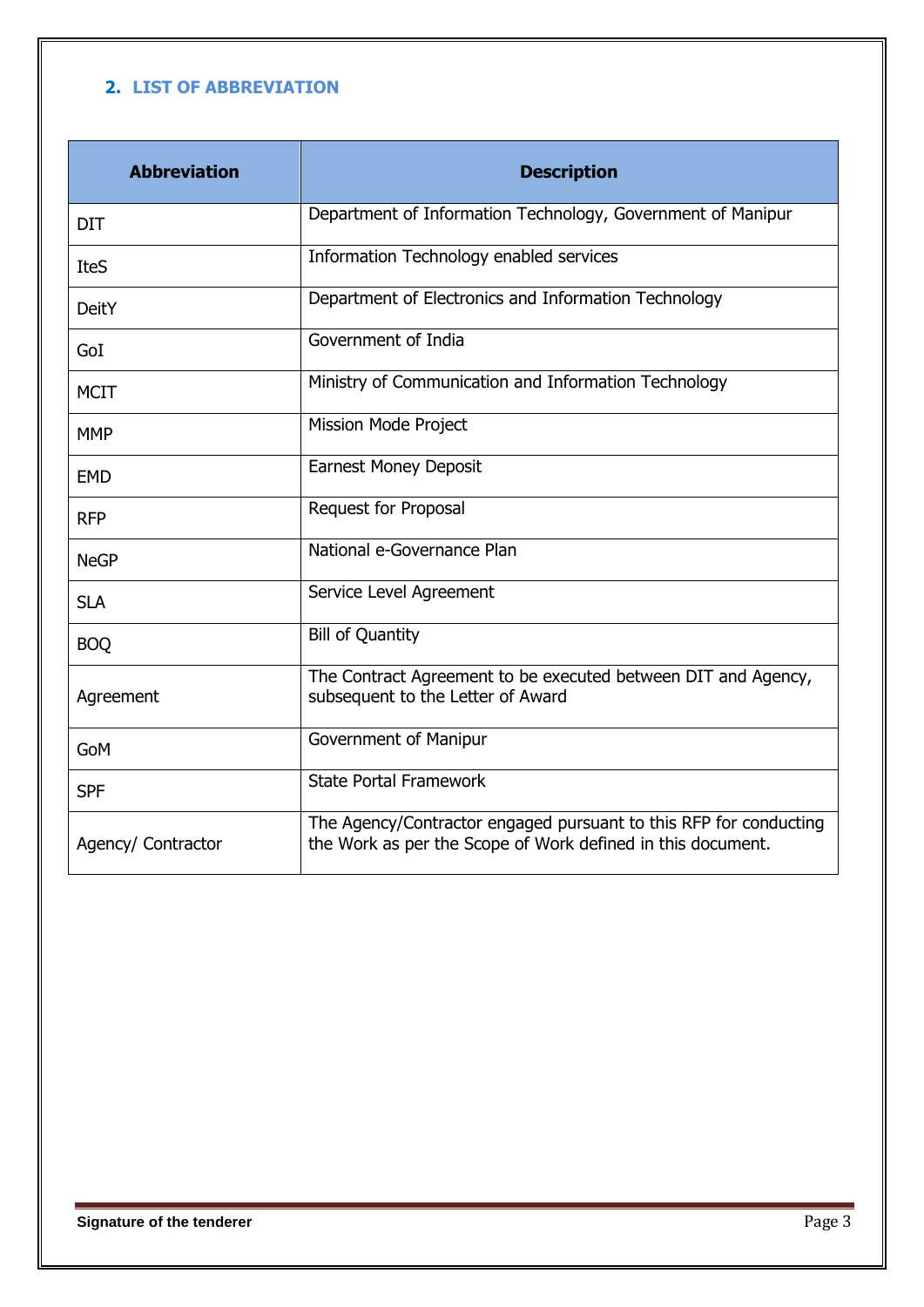## 2. LIST OF ABBREVIATION

| Abbreviation | Description |
|---|---|
| DIT | Department of Information Technology, Government of Manipur |
| IteS | Information Technology enabled services |
| DeitY | Department of Electronics and Information Technology |
| GoI | Government of India |
| MCIT | Ministry of Communication and Information Technology |
| MMP | Mission Mode Project |
| EMD | Earnest Money Deposit |
| RFP | Request for Proposal |
| NeGP | National e-Governance Plan |
| SLA | Service Level Agreement |
| BOQ | Bill of Quantity |
| Agreement | The Contract Agreement to be executed between DIT and Agency, subsequent to the Letter of Award |
| GoM | Government of Manipur |
| SPF | State Portal Framework |
| Agency/ Contractor | The Agency/Contractor engaged pursuant to this RFP for conducting the Work as per the Scope of Work defined in this document. |

**Signature of the tenderer**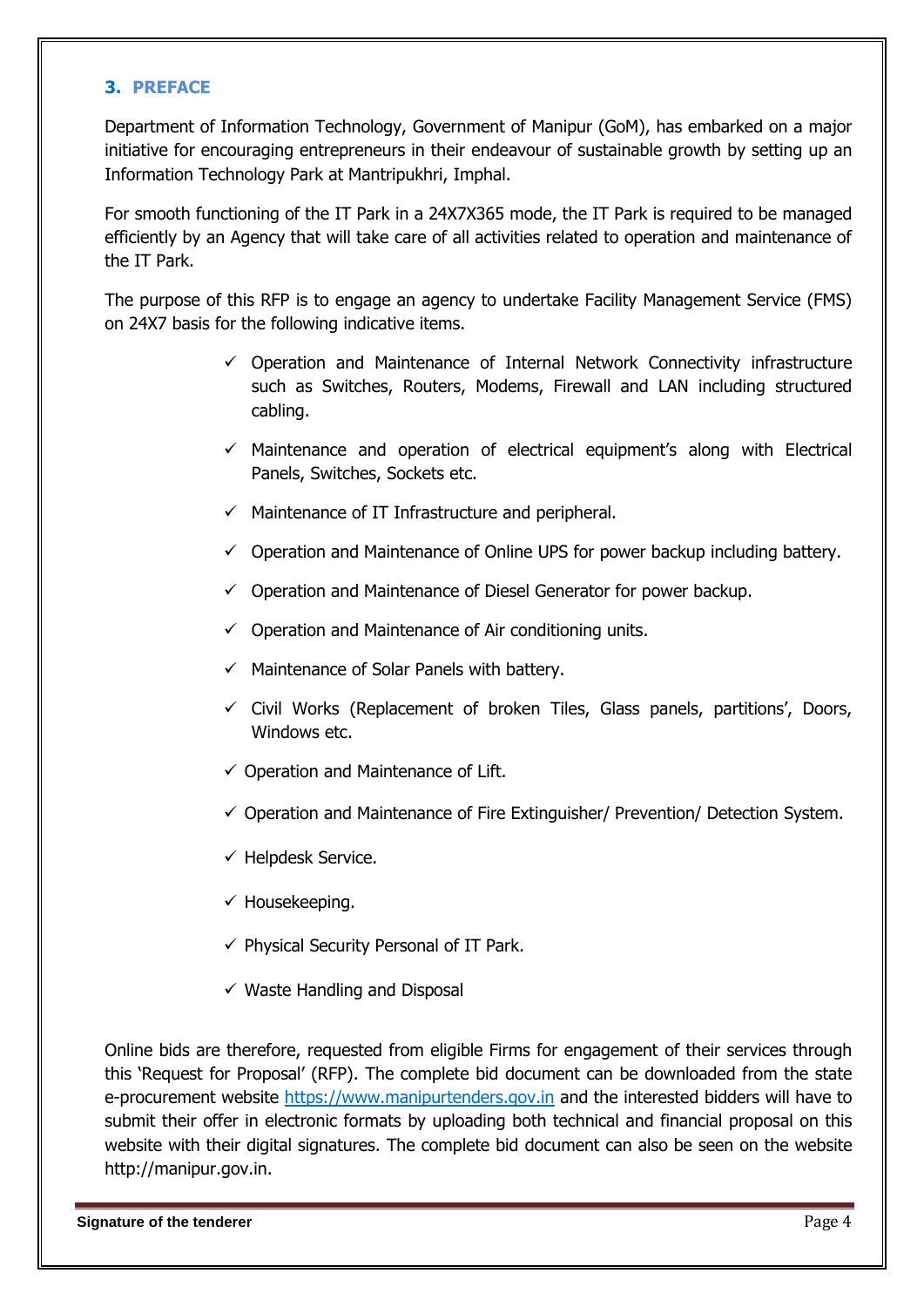## 3. PREFACE

Department of Information Technology, Government of Manipur (GoM), has embarked on a major initiative for encouraging entrepreneurs in their endeavour of sustainable growth by setting up an Information Technology Park at Mantripukhri, Imphal.

For smooth functioning of the IT Park in a 24X7X365 mode, the IT Park is required to be managed efficiently by an Agency that will take care of all activities related to operation and maintenance of the IT Park.

The purpose of this RFP is to engage an agency to undertake Facility Management Service (FMS) on 24X7 basis for the following indicative items.

- ✓ Operation and Maintenance of Internal Network Connectivity infrastructure such as Switches, Routers, Modems, Firewall and LAN including structured cabling.
- ✓ Maintenance and operation of electrical equipment's along with Electrical Panels, Switches, Sockets etc.
- ✓ Maintenance of IT Infrastructure and peripheral.
- ✓ Operation and Maintenance of Online UPS for power backup including battery.
- ✓ Operation and Maintenance of Diesel Generator for power backup.
- ✓ Operation and Maintenance of Air conditioning units.
- ✓ Maintenance of Solar Panels with battery.
- ✓ Civil Works (Replacement of broken Tiles, Glass panels, partitions', Doors, Windows etc.
- ✓ Operation and Maintenance of Lift.
- ✓ Operation and Maintenance of Fire Extinguisher/ Prevention/ Detection System.
- ✓ Helpdesk Service.
- ✓ Housekeeping.
- ✓ Physical Security Personal of IT Park.
- ✓ Waste Handling and Disposal

Online bids are therefore, requested from eligible Firms for engagement of their services through this 'Request for Proposal' (RFP). The complete bid document can be downloaded from the state e-procurement website https://www.manipurtenders.gov.in and the interested bidders will have to submit their offer in electronic formats by uploading both technical and financial proposal on this website with their digital signatures. The complete bid document can also be seen on the website http://manipur.gov.in.

**Signature of the tenderer**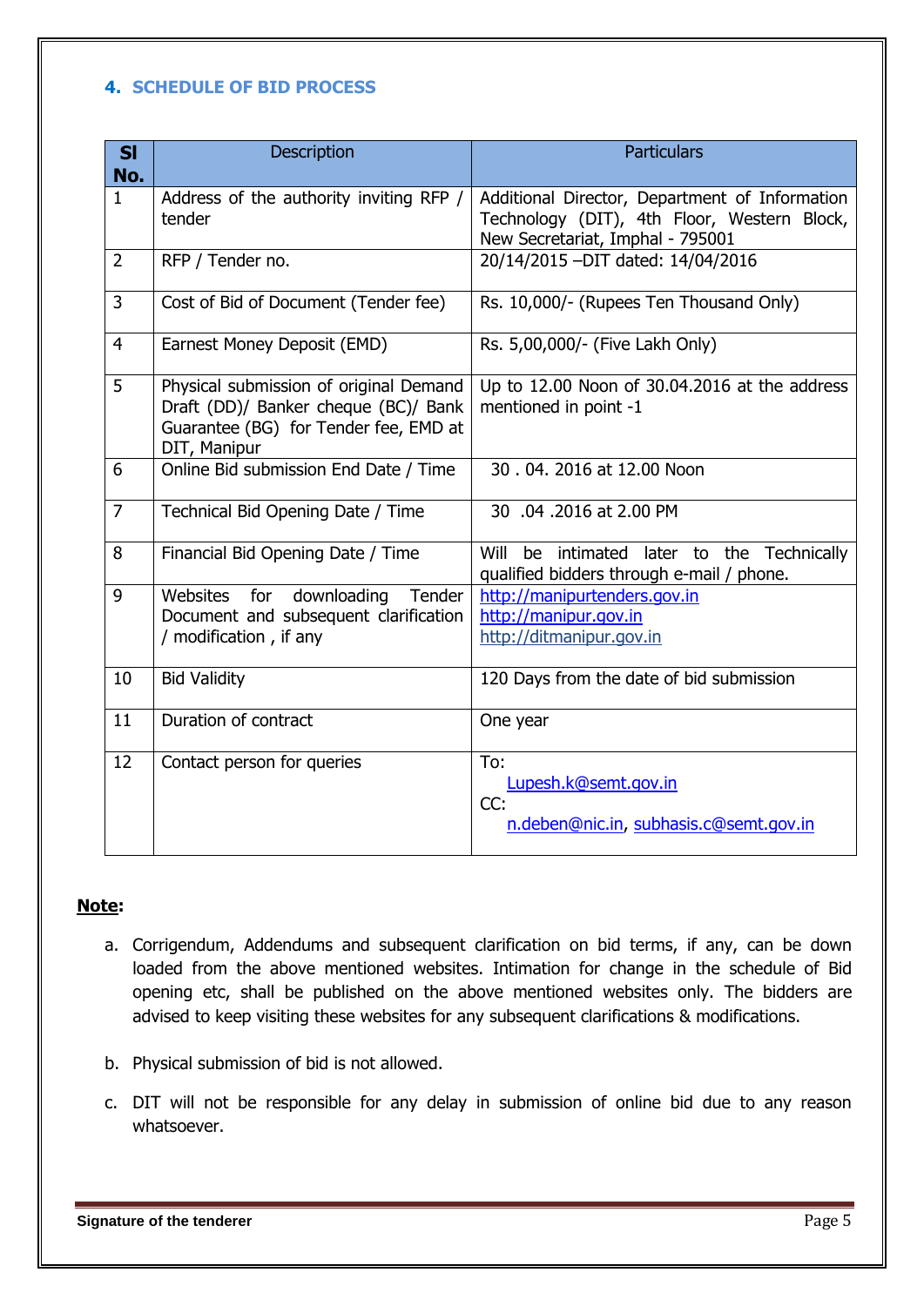## 4. SCHEDULE OF BID PROCESS

| Sl No. | Description | Particulars |
|---|---|---|
| 1 | Address of the authority inviting RFP / tender | Additional Director, Department of Information Technology (DIT), 4th Floor, Western Block, New Secretariat, Imphal - 795001 |
| 2 | RFP / Tender no. | 20/14/2015 –DIT dated: 14/04/2016 |
| 3 | Cost of Bid of Document (Tender fee) | Rs. 10,000/- (Rupees Ten Thousand Only) |
| 4 | Earnest Money Deposit (EMD) | Rs. 5,00,000/- (Five Lakh Only) |
| 5 | Physical submission of original Demand Draft (DD)/ Banker cheque (BC)/ Bank Guarantee (BG) for Tender fee, EMD at DIT, Manipur | Up to 12.00 Noon of 30.04.2016 at the address mentioned in point -1 |
| 6 | Online Bid submission End Date / Time | 30 . 04. 2016 at 12.00 Noon |
| 7 | Technical Bid Opening Date / Time | 30 .04 .2016 at 2.00 PM |
| 8 | Financial Bid Opening Date / Time | Will be intimated later to the Technically qualified bidders through e-mail / phone. |
| 9 | Websites for downloading Tender Document and subsequent clarification / modification , if any | http://manipurtenders.gov.in<br>http://manipur.gov.in<br>http://ditmanipur.gov.in |
| 10 | Bid Validity | 120 Days from the date of bid submission |
| 11 | Duration of contract | One year |
| 12 | Contact person for queries | To:<br>Lupesh.k@semt.gov.in<br>CC:<br>n.deben@nic.in, subhasis.c@semt.gov.in |

**Note:**

a. Corrigendum, Addendums and subsequent clarification on bid terms, if any, can be down loaded from the above mentioned websites. Intimation for change in the schedule of Bid opening etc, shall be published on the above mentioned websites only. The bidders are advised to keep visiting these websites for any subsequent clarifications & modifications.

b. Physical submission of bid is not allowed.

c. DIT will not be responsible for any delay in submission of online bid due to any reason whatsoever.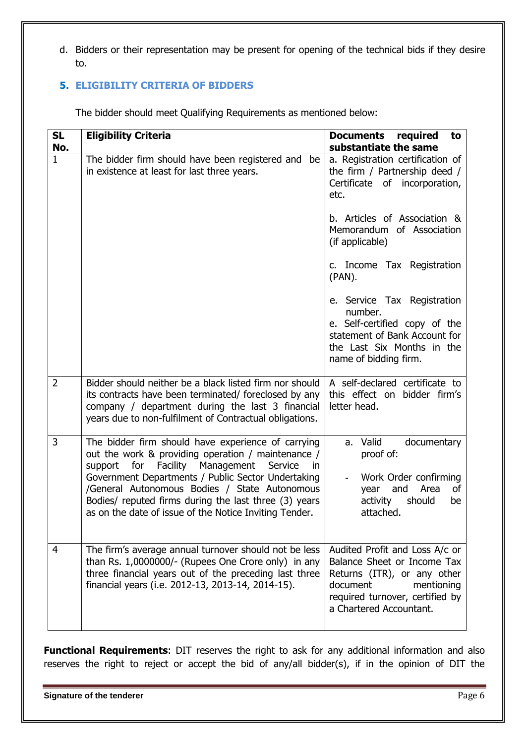d. Bidders or their representation may be present for opening of the technical bids if they desire to.

## 5. ELIGIBILITY CRITERIA OF BIDDERS

The bidder should meet Qualifying Requirements as mentioned below:

| SL No. | Eligibility Criteria | Documents required to substantiate the same |
|---|---|---|
| 1 | The bidder firm should have been registered and be in existence at least for last three years. | a. Registration certification of the firm / Partnership deed / Certificate of incorporation, etc.<br><br>b. Articles of Association & Memorandum of Association (if applicable)<br><br>c. Income Tax Registration (PAN).<br><br>e. Service Tax Registration number.<br>e. Self-certified copy of the statement of Bank Account for the Last Six Months in the name of bidding firm. |
| 2 | Bidder should neither be a black listed firm nor should its contracts have been terminated/ foreclosed by any company / department during the last 3 financial years due to non-fulfilment of Contractual obligations. | A self-declared certificate to this effect on bidder firm's letter head. |
| 3 | The bidder firm should have experience of carrying out the work & providing operation / maintenance / support for Facility Management Service in Government Departments / Public Sector Undertaking /General Autonomous Bodies / State Autonomous Bodies/ reputed firms during the last three (3) years as on the date of issue of the Notice Inviting Tender. | a. Valid documentary proof of:<br><br>- Work Order confirming year and Area of activity should be attached. |
| 4 | The firm's average annual turnover should not be less than Rs. 1,0000000/- (Rupees One Crore only) in any three financial years out of the preceding last three financial years (i.e. 2012-13, 2013-14, 2014-15). | Audited Profit and Loss A/c or Balance Sheet or Income Tax Returns (ITR), or any other document mentioning required turnover, certified by a Chartered Accountant. |

**Functional Requirements**: DIT reserves the right to ask for any additional information and also reserves the right to reject or accept the bid of any/all bidder(s), if in the opinion of DIT the

**Signature of the tenderer**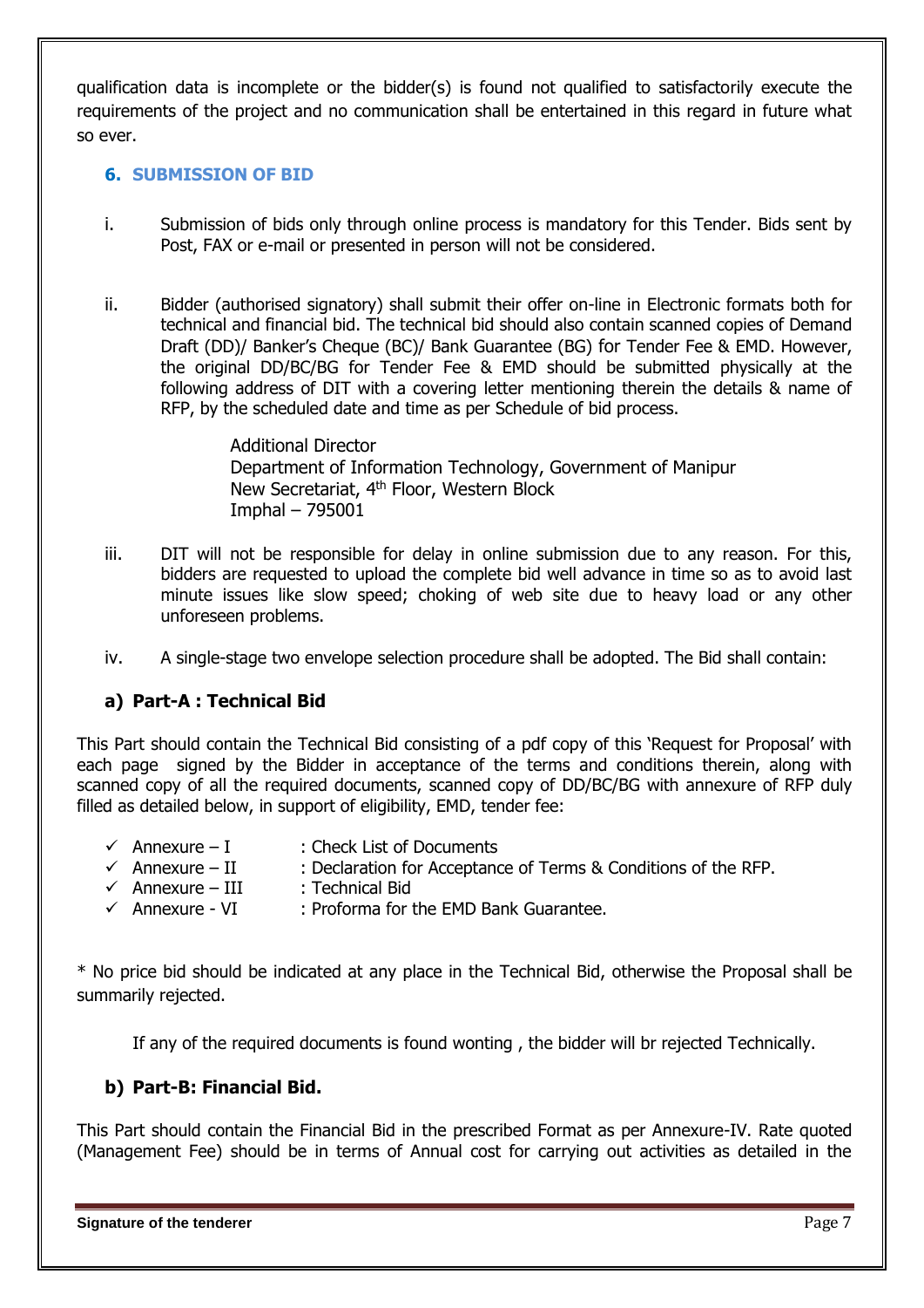qualification data is incomplete or the bidder(s) is found not qualified to satisfactorily execute the requirements of the project and no communication shall be entertained in this regard in future what so ever.

## 6. SUBMISSION OF BID

i. Submission of bids only through online process is mandatory for this Tender. Bids sent by Post, FAX or e-mail or presented in person will not be considered.

ii. Bidder (authorised signatory) shall submit their offer on-line in Electronic formats both for technical and financial bid. The technical bid should also contain scanned copies of Demand Draft (DD)/ Banker's Cheque (BC)/ Bank Guarantee (BG) for Tender Fee & EMD. However, the original DD/BC/BG for Tender Fee & EMD should be submitted physically at the following address of DIT with a covering letter mentioning therein the details & name of RFP, by the scheduled date and time as per Schedule of bid process.

   Additional Director
   Department of Information Technology, Government of Manipur
   New Secretariat, 4th Floor, Western Block
   Imphal – 795001

iii. DIT will not be responsible for delay in online submission due to any reason. For this, bidders are requested to upload the complete bid well advance in time so as to avoid last minute issues like slow speed; choking of web site due to heavy load or any other unforeseen problems.

iv. A single-stage two envelope selection procedure shall be adopted. The Bid shall contain:

### a) Part-A : Technical Bid

This Part should contain the Technical Bid consisting of a pdf copy of this 'Request for Proposal' with each page signed by the Bidder in acceptance of the terms and conditions therein, along with scanned copy of all the required documents, scanned copy of DD/BC/BG with annexure of RFP duly filled as detailed below, in support of eligibility, EMD, tender fee:

- ✓ Annexure – I : Check List of Documents
- ✓ Annexure – II : Declaration for Acceptance of Terms & Conditions of the RFP.
- ✓ Annexure – III : Technical Bid
- ✓ Annexure - VI : Proforma for the EMD Bank Guarantee.

* No price bid should be indicated at any place in the Technical Bid, otherwise the Proposal shall be summarily rejected.

If any of the required documents is found wonting , the bidder will br rejected Technically.

### b) Part-B: Financial Bid.

This Part should contain the Financial Bid in the prescribed Format as per Annexure-IV. Rate quoted (Management Fee) should be in terms of Annual cost for carrying out activities as detailed in the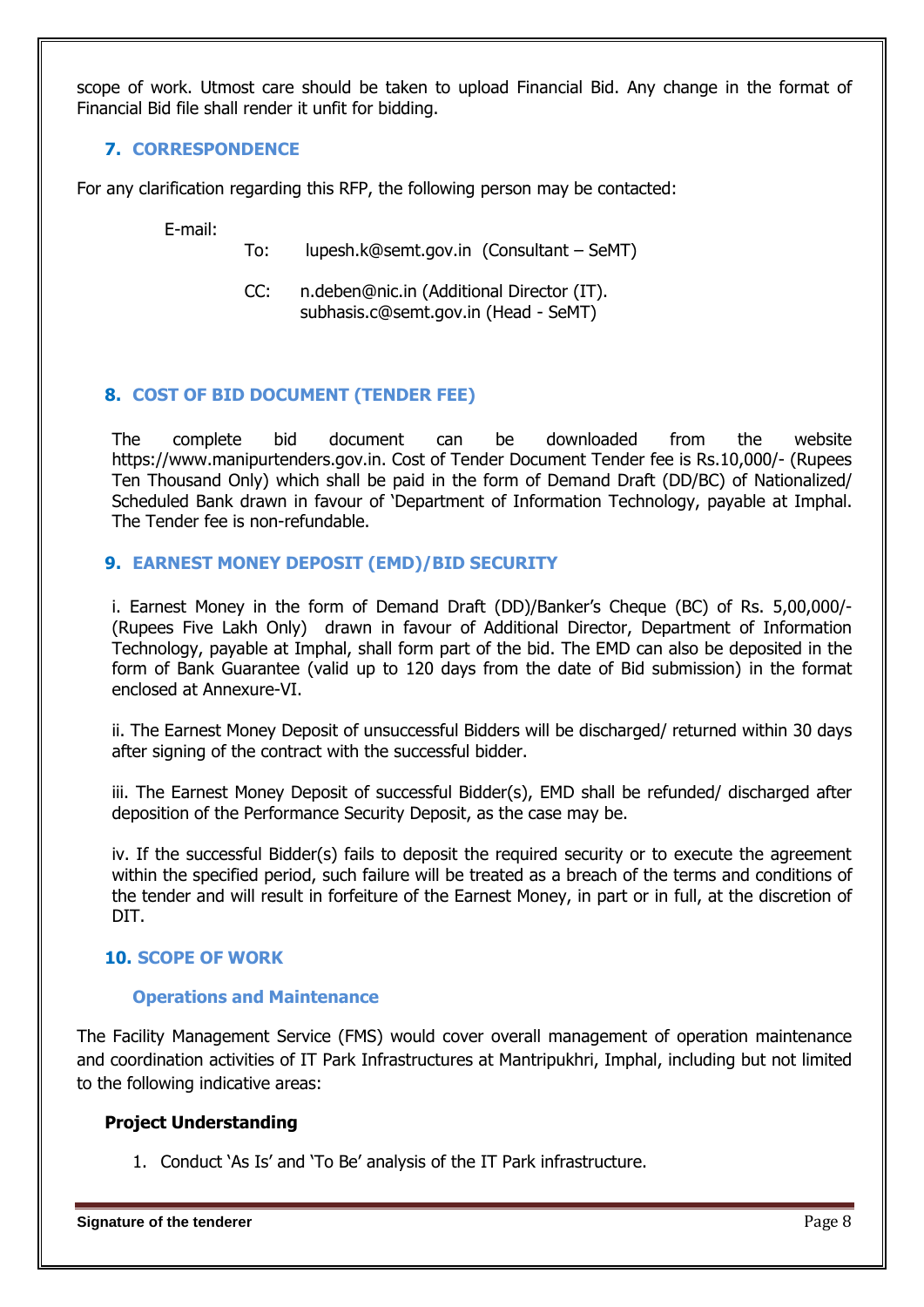scope of work. Utmost care should be taken to upload Financial Bid. Any change in the format of Financial Bid file shall render it unfit for bidding.

## 7. CORRESPONDENCE

For any clarification regarding this RFP, the following person may be contacted:

E-mail:

To: lupesh.k@semt.gov.in (Consultant – SeMT)

CC: n.deben@nic.in (Additional Director (IT).
subhasis.c@semt.gov.in (Head - SeMT)

## 8. COST OF BID DOCUMENT (TENDER FEE)

The complete bid document can be downloaded from the website https://www.manipurtenders.gov.in. Cost of Tender Document Tender fee is Rs.10,000/- (Rupees Ten Thousand Only) which shall be paid in the form of Demand Draft (DD/BC) of Nationalized/ Scheduled Bank drawn in favour of 'Department of Information Technology, payable at Imphal. The Tender fee is non-refundable.

## 9. EARNEST MONEY DEPOSIT (EMD)/BID SECURITY

i. Earnest Money in the form of Demand Draft (DD)/Banker's Cheque (BC) of Rs. 5,00,000/- (Rupees Five Lakh Only) drawn in favour of Additional Director, Department of Information Technology, payable at Imphal, shall form part of the bid. The EMD can also be deposited in the form of Bank Guarantee (valid up to 120 days from the date of Bid submission) in the format enclosed at Annexure-VI.

ii. The Earnest Money Deposit of unsuccessful Bidders will be discharged/ returned within 30 days after signing of the contract with the successful bidder.

iii. The Earnest Money Deposit of successful Bidder(s), EMD shall be refunded/ discharged after deposition of the Performance Security Deposit, as the case may be.

iv. If the successful Bidder(s) fails to deposit the required security or to execute the agreement within the specified period, such failure will be treated as a breach of the terms and conditions of the tender and will result in forfeiture of the Earnest Money, in part or in full, at the discretion of DIT.

## 10. SCOPE OF WORK

### Operations and Maintenance

The Facility Management Service (FMS) would cover overall management of operation maintenance and coordination activities of IT Park Infrastructures at Mantripukhri, Imphal, including but not limited to the following indicative areas:

**Project Understanding**

1. Conduct 'As Is' and 'To Be' analysis of the IT Park infrastructure.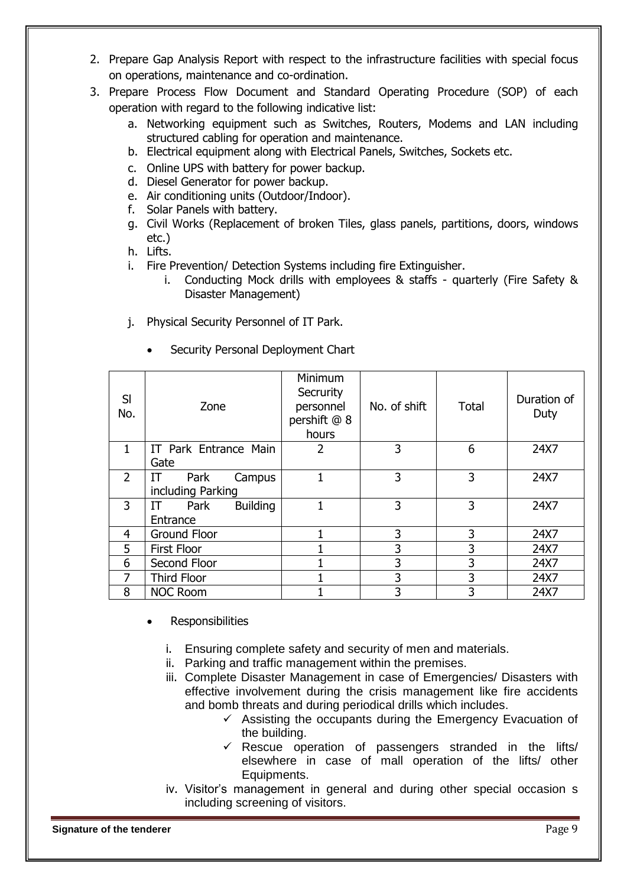2. Prepare Gap Analysis Report with respect to the infrastructure facilities with special focus on operations, maintenance and co-ordination.
3. Prepare Process Flow Document and Standard Operating Procedure (SOP) of each operation with regard to the following indicative list:
   a. Networking equipment such as Switches, Routers, Modems and LAN including structured cabling for operation and maintenance.
   b. Electrical equipment along with Electrical Panels, Switches, Sockets etc.
   c. Online UPS with battery for power backup.
   d. Diesel Generator for power backup.
   e. Air conditioning units (Outdoor/Indoor).
   f. Solar Panels with battery.
   g. Civil Works (Replacement of broken Tiles, glass panels, partitions, doors, windows etc.)
   h. Lifts.
   i. Fire Prevention/ Detection Systems including fire Extinguisher.
      i. Conducting Mock drills with employees & staffs - quarterly (Fire Safety & Disaster Management)

   j. Physical Security Personnel of IT Park.

      - Security Personal Deployment Chart

| Sl No. | Zone | Minimum Secrurity personnel pershift @ 8 hours | No. of shift | Total | Duration of Duty |
|---|---|---|---|---|---|
| 1 | IT Park Entrance Main Gate | 2 | 3 | 6 | 24X7 |
| 2 | IT Park Campus including Parking | 1 | 3 | 3 | 24X7 |
| 3 | IT Park Building Entrance | 1 | 3 | 3 | 24X7 |
| 4 | Ground Floor | 1 | 3 | 3 | 24X7 |
| 5 | First Floor | 1 | 3 | 3 | 24X7 |
| 6 | Second Floor | 1 | 3 | 3 | 24X7 |
| 7 | Third Floor | 1 | 3 | 3 | 24X7 |
| 8 | NOC Room | 1 | 3 | 3 | 24X7 |

      - Responsibilities

         i. Ensuring complete safety and security of men and materials.
         ii. Parking and traffic management within the premises.
         iii. Complete Disaster Management in case of Emergencies/ Disasters with effective involvement during the crisis management like fire accidents and bomb threats and during periodical drills which includes.
            - ✓ Assisting the occupants during the Emergency Evacuation of the building.
            - ✓ Rescue operation of passengers stranded in the lifts/ elsewhere in case of mall operation of the lifts/ other Equipments.
         iv. Visitor's management in general and during other special occasion s including screening of visitors.

**Signature of the tenderer**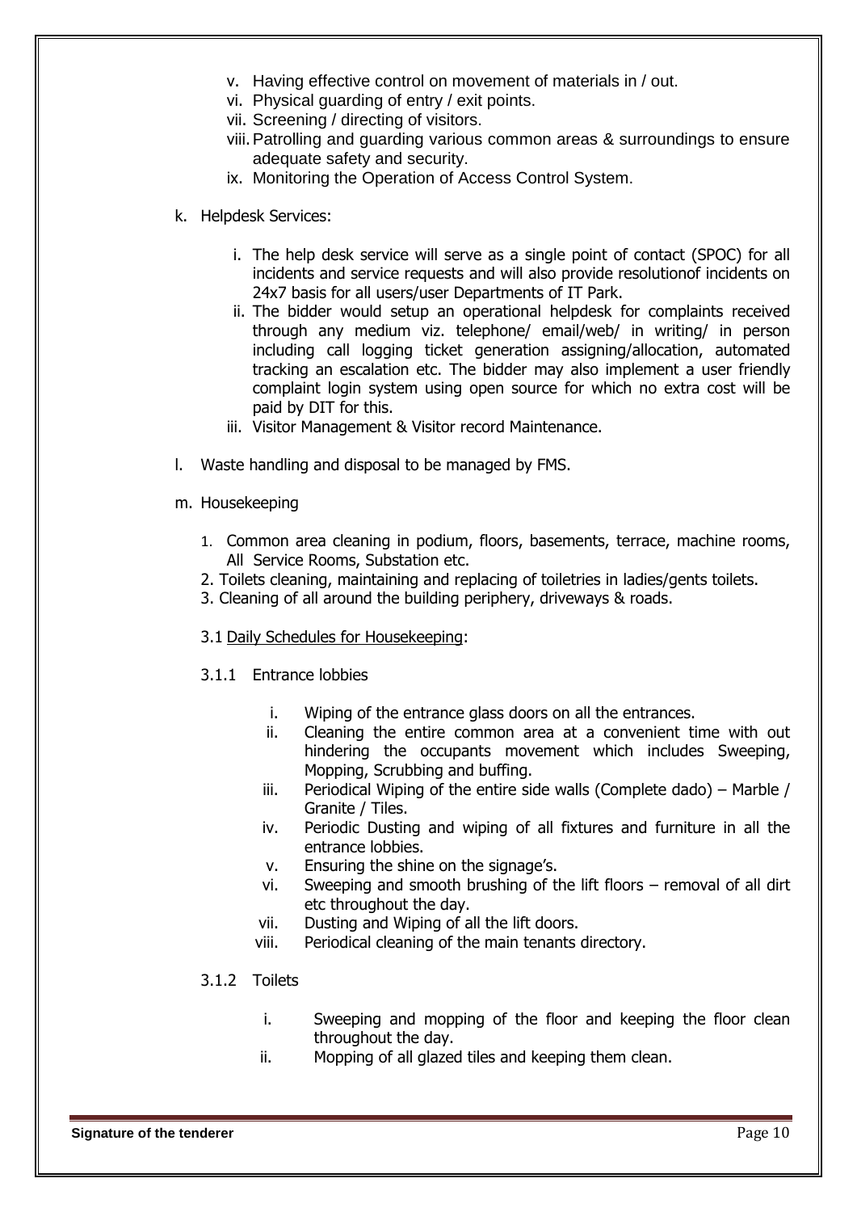- v. Having effective control on movement of materials in / out.
- vi. Physical guarding of entry / exit points.
- vii. Screening / directing of visitors.
- viii. Patrolling and guarding various common areas & surroundings to ensure adequate safety and security.
- ix. Monitoring the Operation of Access Control System.

k. Helpdesk Services:

- i. The help desk service will serve as a single point of contact (SPOC) for all incidents and service requests and will also provide resolutionof incidents on 24x7 basis for all users/user Departments of IT Park.
- ii. The bidder would setup an operational helpdesk for complaints received through any medium viz. telephone/ email/web/ in writing/ in person including call logging ticket generation assigning/allocation, automated tracking an escalation etc. The bidder may also implement a user friendly complaint login system using open source for which no extra cost will be paid by DIT for this.
- iii. Visitor Management & Visitor record Maintenance.

l. Waste handling and disposal to be managed by FMS.

m. Housekeeping

1. Common area cleaning in podium, floors, basements, terrace, machine rooms, All Service Rooms, Substation etc.
2. Toilets cleaning, maintaining and replacing of toiletries in ladies/gents toilets.
3. Cleaning of all around the building periphery, driveways & roads.

3.1 Daily Schedules for Housekeeping:

3.1.1 Entrance lobbies

- i. Wiping of the entrance glass doors on all the entrances.
- ii. Cleaning the entire common area at a convenient time with out hindering the occupants movement which includes Sweeping, Mopping, Scrubbing and buffing.
- iii. Periodical Wiping of the entire side walls (Complete dado) – Marble / Granite / Tiles.
- iv. Periodic Dusting and wiping of all fixtures and furniture in all the entrance lobbies.
- v. Ensuring the shine on the signage's.
- vi. Sweeping and smooth brushing of the lift floors – removal of all dirt etc throughout the day.
- vii. Dusting and Wiping of all the lift doors.
- viii. Periodical cleaning of the main tenants directory.

3.1.2 Toilets

- i. Sweeping and mopping of the floor and keeping the floor clean throughout the day.
- ii. Mopping of all glazed tiles and keeping them clean.

**Signature of the tenderer**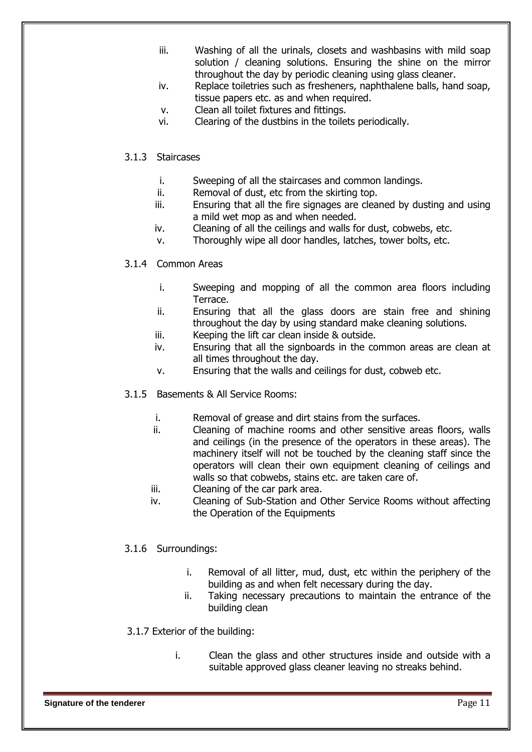iii. Washing of all the urinals, closets and washbasins with mild soap solution / cleaning solutions. Ensuring the shine on the mirror throughout the day by periodic cleaning using glass cleaner.

iv. Replace toiletries such as fresheners, naphthalene balls, hand soap, tissue papers etc. as and when required.

v. Clean all toilet fixtures and fittings.

vi. Clearing of the dustbins in the toilets periodically.

3.1.3 Staircases

i. Sweeping of all the staircases and common landings.

ii. Removal of dust, etc from the skirting top.

iii. Ensuring that all the fire signages are cleaned by dusting and using a mild wet mop as and when needed.

iv. Cleaning of all the ceilings and walls for dust, cobwebs, etc.

v. Thoroughly wipe all door handles, latches, tower bolts, etc.

3.1.4 Common Areas

i. Sweeping and mopping of all the common area floors including Terrace.

ii. Ensuring that all the glass doors are stain free and shining throughout the day by using standard make cleaning solutions.

iii. Keeping the lift car clean inside & outside.

iv. Ensuring that all the signboards in the common areas are clean at all times throughout the day.

v. Ensuring that the walls and ceilings for dust, cobweb etc.

3.1.5 Basements & All Service Rooms:

i. Removal of grease and dirt stains from the surfaces.

ii. Cleaning of machine rooms and other sensitive areas floors, walls and ceilings (in the presence of the operators in these areas). The machinery itself will not be touched by the cleaning staff since the operators will clean their own equipment cleaning of ceilings and walls so that cobwebs, stains etc. are taken care of.

iii. Cleaning of the car park area.

iv. Cleaning of Sub-Station and Other Service Rooms without affecting the Operation of the Equipments

3.1.6 Surroundings:

i. Removal of all litter, mud, dust, etc within the periphery of the building as and when felt necessary during the day.

ii. Taking necessary precautions to maintain the entrance of the building clean

3.1.7 Exterior of the building:

i. Clean the glass and other structures inside and outside with a suitable approved glass cleaner leaving no streaks behind.

**Signature of the tenderer**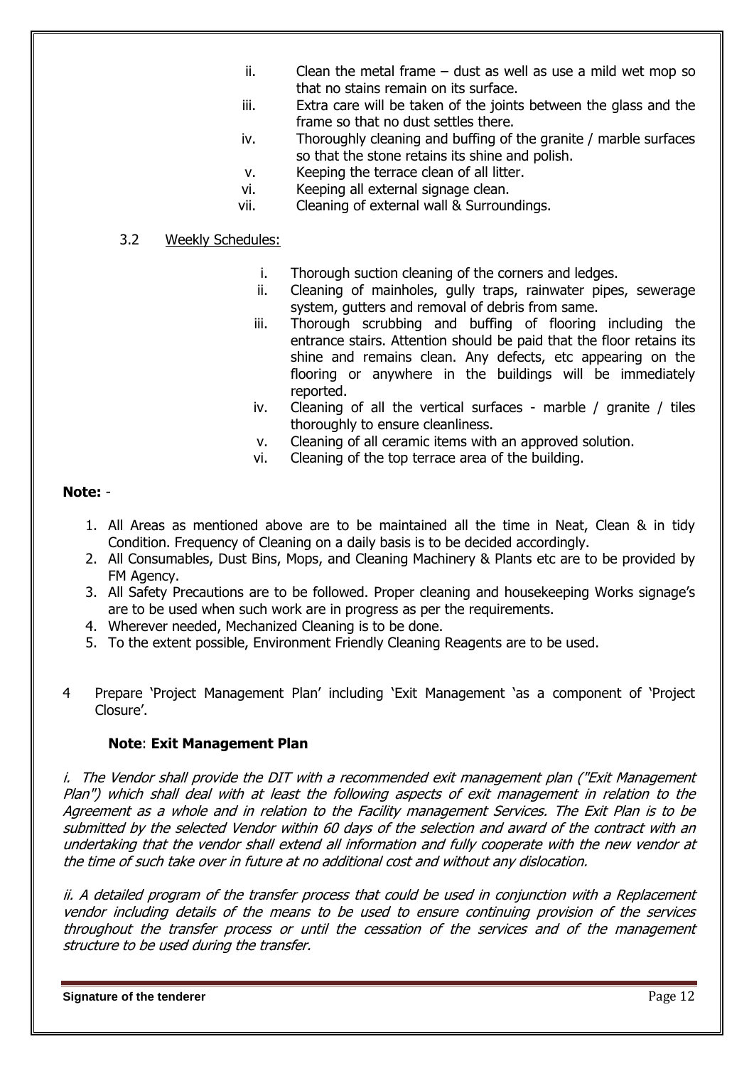ii. Clean the metal frame – dust as well as use a mild wet mop so that no stains remain on its surface.
iii. Extra care will be taken of the joints between the glass and the frame so that no dust settles there.
iv. Thoroughly cleaning and buffing of the granite / marble surfaces so that the stone retains its shine and polish.
v. Keeping the terrace clean of all litter.
vi. Keeping all external signage clean.
vii. Cleaning of external wall & Surroundings.

3.2 <u>Weekly Schedules:</u>

i. Thorough suction cleaning of the corners and ledges.
ii. Cleaning of mainholes, gully traps, rainwater pipes, sewerage system, gutters and removal of debris from same.
iii. Thorough scrubbing and buffing of flooring including the entrance stairs. Attention should be paid that the floor retains its shine and remains clean. Any defects, etc appearing on the flooring or anywhere in the buildings will be immediately reported.
iv. Cleaning of all the vertical surfaces - marble / granite / tiles thoroughly to ensure cleanliness.
v. Cleaning of all ceramic items with an approved solution.
vi. Cleaning of the top terrace area of the building.

**Note:** -

1. All Areas as mentioned above are to be maintained all the time in Neat, Clean & in tidy Condition. Frequency of Cleaning on a daily basis is to be decided accordingly.
2. All Consumables, Dust Bins, Mops, and Cleaning Machinery & Plants etc are to be provided by FM Agency.
3. All Safety Precautions are to be followed. Proper cleaning and housekeeping Works signage's are to be used when such work are in progress as per the requirements.
4. Wherever needed, Mechanized Cleaning is to be done.
5. To the extent possible, Environment Friendly Cleaning Reagents are to be used.

4 Prepare 'Project Management Plan' including 'Exit Management 'as a component of 'Project Closure'.

**Note**: **Exit Management Plan**

*i. The Vendor shall provide the DIT with a recommended exit management plan ("Exit Management Plan") which shall deal with at least the following aspects of exit management in relation to the Agreement as a whole and in relation to the Facility management Services. The Exit Plan is to be submitted by the selected Vendor within 60 days of the selection and award of the contract with an undertaking that the vendor shall extend all information and fully cooperate with the new vendor at the time of such take over in future at no additional cost and without any dislocation.*

*ii. A detailed program of the transfer process that could be used in conjunction with a Replacement vendor including details of the means to be used to ensure continuing provision of the services throughout the transfer process or until the cessation of the services and of the management structure to be used during the transfer.*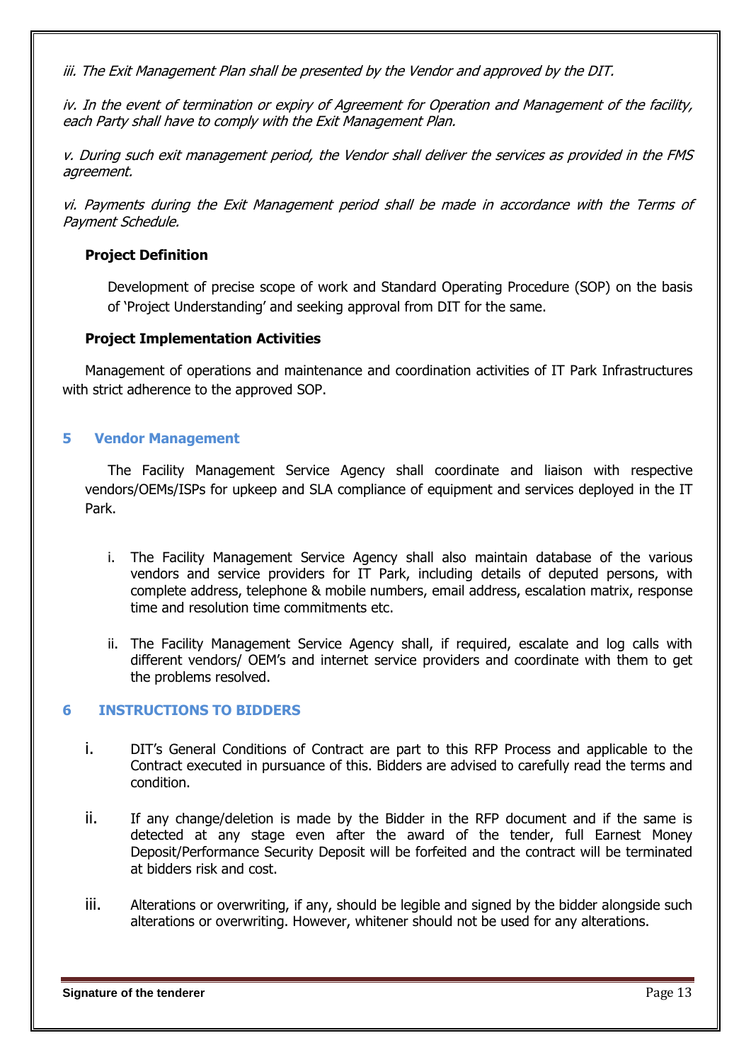*iii. The Exit Management Plan shall be presented by the Vendor and approved by the DIT.*

*iv. In the event of termination or expiry of Agreement for Operation and Management of the facility, each Party shall have to comply with the Exit Management Plan.*

*v. During such exit management period, the Vendor shall deliver the services as provided in the FMS agreement.*

*vi. Payments during the Exit Management period shall be made in accordance with the Terms of Payment Schedule.*

**Project Definition**

Development of precise scope of work and Standard Operating Procedure (SOP) on the basis of 'Project Understanding' and seeking approval from DIT for the same.

**Project Implementation Activities**

Management of operations and maintenance and coordination activities of IT Park Infrastructures with strict adherence to the approved SOP.

## 5 Vendor Management

The Facility Management Service Agency shall coordinate and liaison with respective vendors/OEMs/ISPs for upkeep and SLA compliance of equipment and services deployed in the IT Park.

i. The Facility Management Service Agency shall also maintain database of the various vendors and service providers for IT Park, including details of deputed persons, with complete address, telephone & mobile numbers, email address, escalation matrix, response time and resolution time commitments etc.

ii. The Facility Management Service Agency shall, if required, escalate and log calls with different vendors/ OEM's and internet service providers and coordinate with them to get the problems resolved.

## 6 INSTRUCTIONS TO BIDDERS

i. DIT's General Conditions of Contract are part to this RFP Process and applicable to the Contract executed in pursuance of this. Bidders are advised to carefully read the terms and condition.

ii. If any change/deletion is made by the Bidder in the RFP document and if the same is detected at any stage even after the award of the tender, full Earnest Money Deposit/Performance Security Deposit will be forfeited and the contract will be terminated at bidders risk and cost.

iii. Alterations or overwriting, if any, should be legible and signed by the bidder alongside such alterations or overwriting. However, whitener should not be used for any alterations.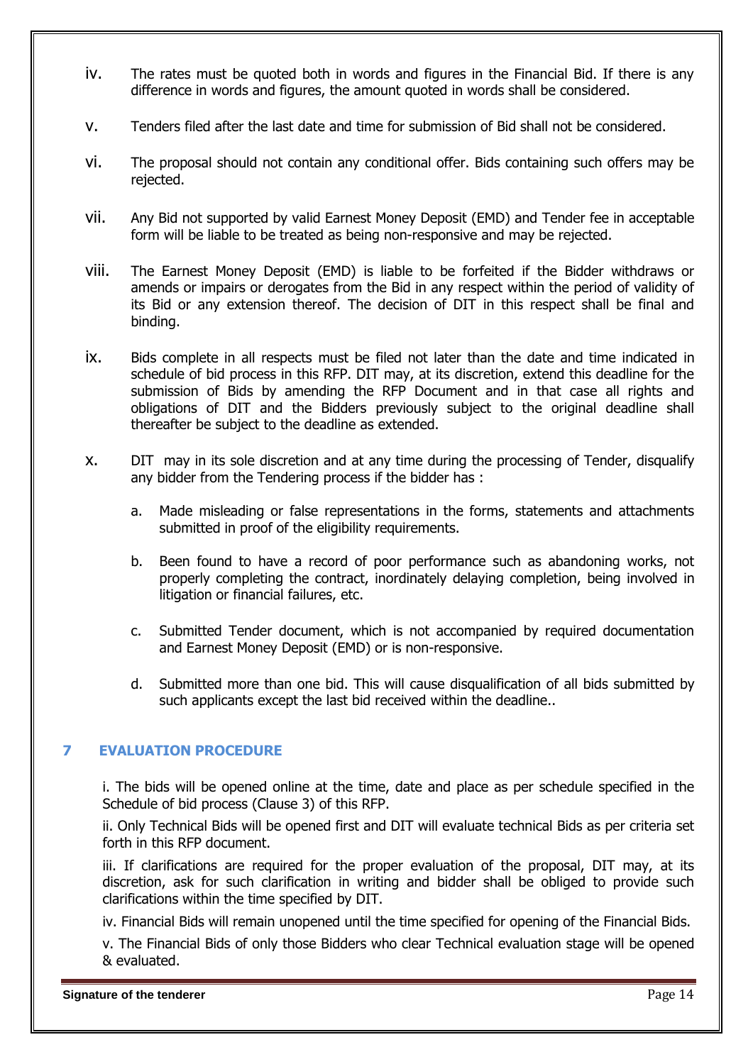iv. The rates must be quoted both in words and figures in the Financial Bid. If there is any difference in words and figures, the amount quoted in words shall be considered.

v. Tenders filed after the last date and time for submission of Bid shall not be considered.

vi. The proposal should not contain any conditional offer. Bids containing such offers may be rejected.

vii. Any Bid not supported by valid Earnest Money Deposit (EMD) and Tender fee in acceptable form will be liable to be treated as being non-responsive and may be rejected.

viii. The Earnest Money Deposit (EMD) is liable to be forfeited if the Bidder withdraws or amends or impairs or derogates from the Bid in any respect within the period of validity of its Bid or any extension thereof. The decision of DIT in this respect shall be final and binding.

ix. Bids complete in all respects must be filed not later than the date and time indicated in schedule of bid process in this RFP. DIT may, at its discretion, extend this deadline for the submission of Bids by amending the RFP Document and in that case all rights and obligations of DIT and the Bidders previously subject to the original deadline shall thereafter be subject to the deadline as extended.

x. DIT may in its sole discretion and at any time during the processing of Tender, disqualify any bidder from the Tendering process if the bidder has :

   a. Made misleading or false representations in the forms, statements and attachments submitted in proof of the eligibility requirements.

   b. Been found to have a record of poor performance such as abandoning works, not properly completing the contract, inordinately delaying completion, being involved in litigation or financial failures, etc.

   c. Submitted Tender document, which is not accompanied by required documentation and Earnest Money Deposit (EMD) or is non-responsive.

   d. Submitted more than one bid. This will cause disqualification of all bids submitted by such applicants except the last bid received within the deadline..

## 7 EVALUATION PROCEDURE

i. The bids will be opened online at the time, date and place as per schedule specified in the Schedule of bid process (Clause 3) of this RFP.

ii. Only Technical Bids will be opened first and DIT will evaluate technical Bids as per criteria set forth in this RFP document.

iii. If clarifications are required for the proper evaluation of the proposal, DIT may, at its discretion, ask for such clarification in writing and bidder shall be obliged to provide such clarifications within the time specified by DIT.

iv. Financial Bids will remain unopened until the time specified for opening of the Financial Bids.

v. The Financial Bids of only those Bidders who clear Technical evaluation stage will be opened & evaluated.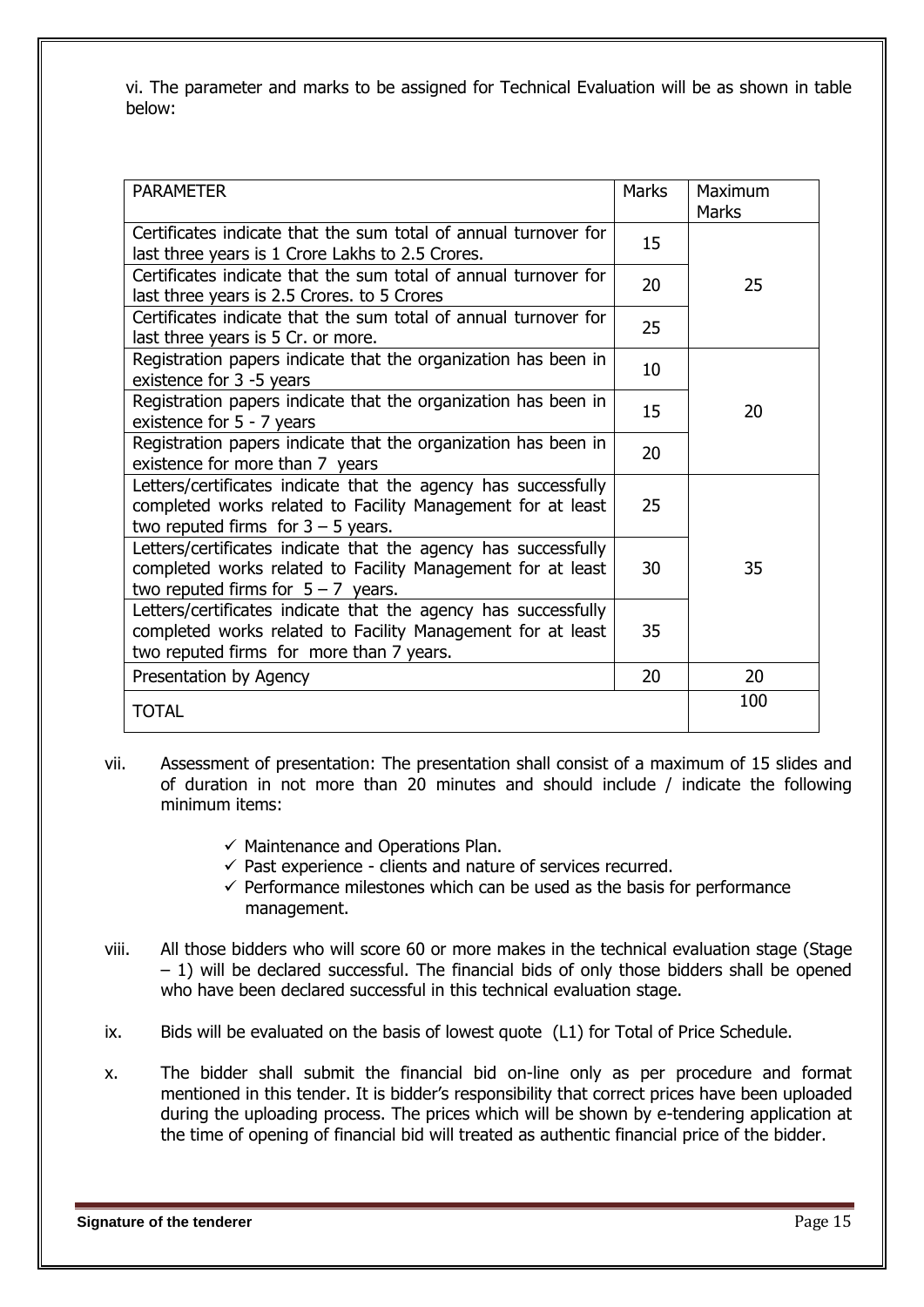vi. The parameter and marks to be assigned for Technical Evaluation will be as shown in table below:

| PARAMETER | Marks | Maximum Marks |
|---|---|---|
| Certificates indicate that the sum total of annual turnover for last three years is 1 Crore Lakhs to 2.5 Crores. | 15 | 25 |
| Certificates indicate that the sum total of annual turnover for last three years is 2.5 Crores. to 5 Crores | 20 | |
| Certificates indicate that the sum total of annual turnover for last three years is 5 Cr. or more. | 25 | |
| Registration papers indicate that the organization has been in existence for 3 -5 years | 10 | 20 |
| Registration papers indicate that the organization has been in existence for 5 - 7 years | 15 | |
| Registration papers indicate that the organization has been in existence for more than 7 years | 20 | |
| Letters/certificates indicate that the agency has successfully completed works related to Facility Management for at least two reputed firms for 3 – 5 years. | 25 | 35 |
| Letters/certificates indicate that the agency has successfully completed works related to Facility Management for at least two reputed firms for 5 – 7 years. | 30 | |
| Letters/certificates indicate that the agency has successfully completed works related to Facility Management for at least two reputed firms for more than 7 years. | 35 | |
| Presentation by Agency | 20 | 20 |
| TOTAL | | 100 |

vii. Assessment of presentation: The presentation shall consist of a maximum of 15 slides and of duration in not more than 20 minutes and should include / indicate the following minimum items:

- ✓ Maintenance and Operations Plan.
- ✓ Past experience - clients and nature of services recurred.
- ✓ Performance milestones which can be used as the basis for performance management.

viii. All those bidders who will score 60 or more makes in the technical evaluation stage (Stage – 1) will be declared successful. The financial bids of only those bidders shall be opened who have been declared successful in this technical evaluation stage.

ix. Bids will be evaluated on the basis of lowest quote (L1) for Total of Price Schedule.

x. The bidder shall submit the financial bid on-line only as per procedure and format mentioned in this tender. It is bidder's responsibility that correct prices have been uploaded during the uploading process. The prices which will be shown by e-tendering application at the time of opening of financial bid will treated as authentic financial price of the bidder.

**Signature of the tenderer**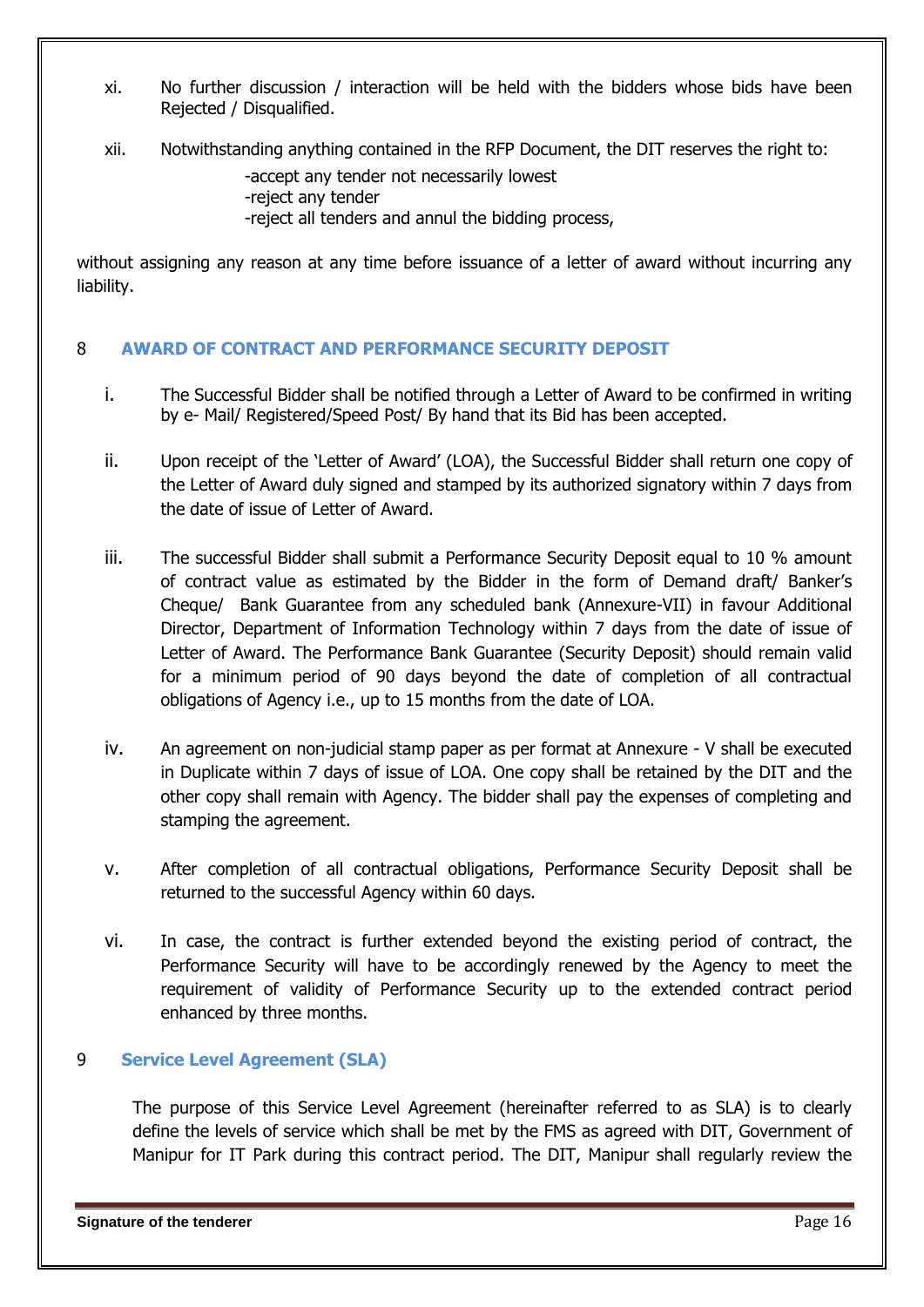xi. No further discussion / interaction will be held with the bidders whose bids have been Rejected / Disqualified.

xii. Notwithstanding anything contained in the RFP Document, the DIT reserves the right to:

-accept any tender not necessarily lowest
-reject any tender
-reject all tenders and annul the bidding process,

without assigning any reason at any time before issuance of a letter of award without incurring any liability.

## 8 AWARD OF CONTRACT AND PERFORMANCE SECURITY DEPOSIT

i. The Successful Bidder shall be notified through a Letter of Award to be confirmed in writing by e- Mail/ Registered/Speed Post/ By hand that its Bid has been accepted.

ii. Upon receipt of the 'Letter of Award' (LOA), the Successful Bidder shall return one copy of the Letter of Award duly signed and stamped by its authorized signatory within 7 days from the date of issue of Letter of Award.

iii. The successful Bidder shall submit a Performance Security Deposit equal to 10 % amount of contract value as estimated by the Bidder in the form of Demand draft/ Banker's Cheque/ Bank Guarantee from any scheduled bank (Annexure-VII) in favour Additional Director, Department of Information Technology within 7 days from the date of issue of Letter of Award. The Performance Bank Guarantee (Security Deposit) should remain valid for a minimum period of 90 days beyond the date of completion of all contractual obligations of Agency i.e., up to 15 months from the date of LOA.

iv. An agreement on non-judicial stamp paper as per format at Annexure - V shall be executed in Duplicate within 7 days of issue of LOA. One copy shall be retained by the DIT and the other copy shall remain with Agency. The bidder shall pay the expenses of completing and stamping the agreement.

v. After completion of all contractual obligations, Performance Security Deposit shall be returned to the successful Agency within 60 days.

vi. In case, the contract is further extended beyond the existing period of contract, the Performance Security will have to be accordingly renewed by the Agency to meet the requirement of validity of Performance Security up to the extended contract period enhanced by three months.

## 9 Service Level Agreement (SLA)

The purpose of this Service Level Agreement (hereinafter referred to as SLA) is to clearly define the levels of service which shall be met by the FMS as agreed with DIT, Government of Manipur for IT Park during this contract period. The DIT, Manipur shall regularly review the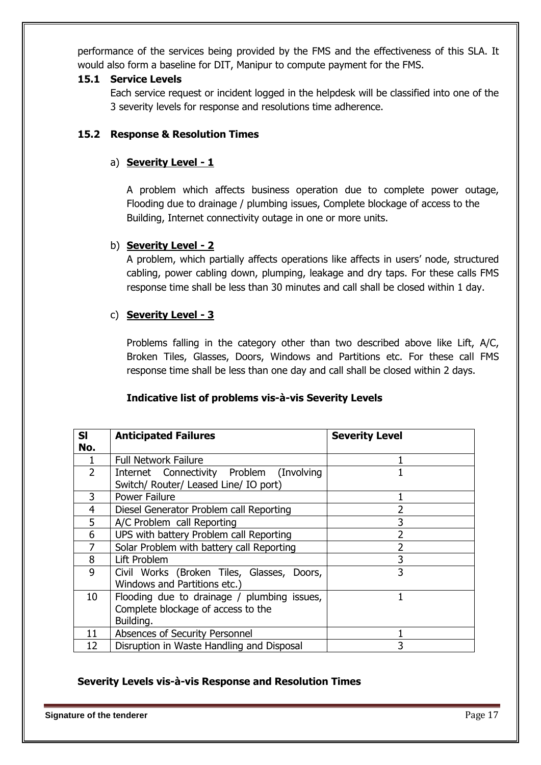performance of the services being provided by the FMS and the effectiveness of this SLA. It would also form a baseline for DIT, Manipur to compute payment for the FMS.

### 15.1 Service Levels

Each service request or incident logged in the helpdesk will be classified into one of the 3 severity levels for response and resolutions time adherence.

### 15.2 Response & Resolution Times

a) **Severity Level - 1**

A problem which affects business operation due to complete power outage, Flooding due to drainage / plumbing issues, Complete blockage of access to the Building, Internet connectivity outage in one or more units.

b) **Severity Level - 2**

A problem, which partially affects operations like affects in users' node, structured cabling, power cabling down, plumping, leakage and dry taps. For these calls FMS response time shall be less than 30 minutes and call shall be closed within 1 day.

c) **Severity Level - 3**

Problems falling in the category other than two described above like Lift, A/C, Broken Tiles, Glasses, Doors, Windows and Partitions etc. For these call FMS response time shall be less than one day and call shall be closed within 2 days.

**Indicative list of problems vis-à-vis Severity Levels**

| Sl No. | Anticipated Failures | Severity Level |
|---|---|---|
| 1 | Full Network Failure | 1 |
| 2 | Internet Connectivity Problem (Involving Switch/ Router/ Leased Line/ IO port) | 1 |
| 3 | Power Failure | 1 |
| 4 | Diesel Generator Problem call Reporting | 2 |
| 5 | A/C Problem call Reporting | 3 |
| 6 | UPS with battery Problem call Reporting | 2 |
| 7 | Solar Problem with battery call Reporting | 2 |
| 8 | Lift Problem | 3 |
| 9 | Civil Works (Broken Tiles, Glasses, Doors, Windows and Partitions etc.) | 3 |
| 10 | Flooding due to drainage / plumbing issues, Complete blockage of access to the Building. | 1 |
| 11 | Absences of Security Personnel | 1 |
| 12 | Disruption in Waste Handling and Disposal | 3 |

**Severity Levels vis-à-vis Response and Resolution Times**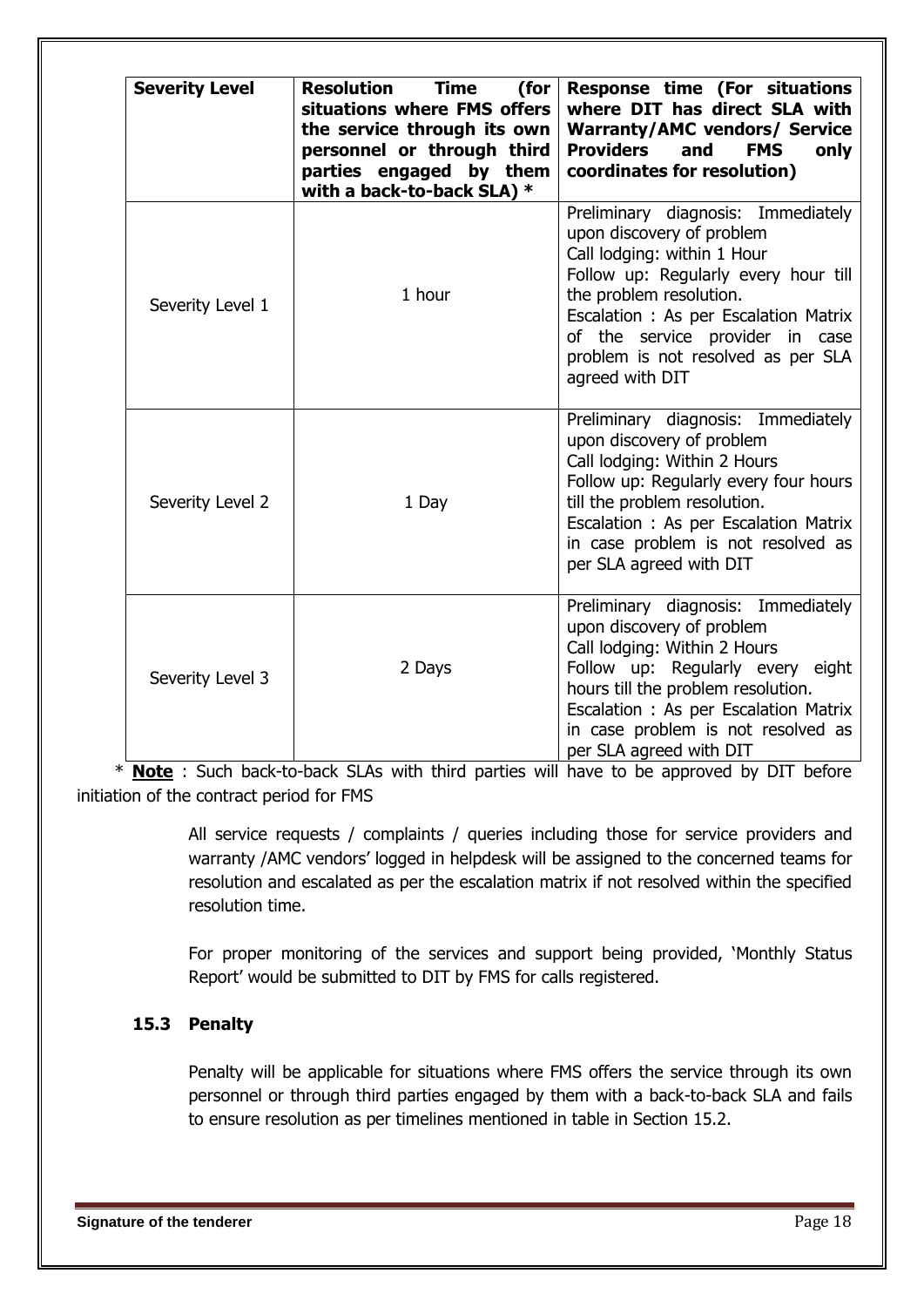| Severity Level | Resolution Time (for situations where FMS offers the service through its own personnel or through third parties engaged by them with a back-to-back SLA) * | Response time (For situations where DIT has direct SLA with Warranty/AMC vendors/ Service Providers and FMS only coordinates for resolution) |
|---|---|---|
| Severity Level 1 | 1 hour | Preliminary diagnosis: Immediately upon discovery of problem<br>Call lodging: within 1 Hour<br>Follow up: Regularly every hour till the problem resolution.<br>Escalation : As per Escalation Matrix of the service provider in case problem is not resolved as per SLA agreed with DIT |
| Severity Level 2 | 1 Day | Preliminary diagnosis: Immediately upon discovery of problem<br>Call lodging: Within 2 Hours<br>Follow up: Regularly every four hours till the problem resolution.<br>Escalation : As per Escalation Matrix in case problem is not resolved as per SLA agreed with DIT |
| Severity Level 3 | 2 Days | Preliminary diagnosis: Immediately upon discovery of problem<br>Call lodging: Within 2 Hours<br>Follow up: Regularly every eight hours till the problem resolution.<br>Escalation : As per Escalation Matrix in case problem is not resolved as per SLA agreed with DIT |

* **Note** : Such back-to-back SLAs with third parties will have to be approved by DIT before initiation of the contract period for FMS

All service requests / complaints / queries including those for service providers and warranty /AMC vendors' logged in helpdesk will be assigned to the concerned teams for resolution and escalated as per the escalation matrix if not resolved within the specified resolution time.

For proper monitoring of the services and support being provided, 'Monthly Status Report' would be submitted to DIT by FMS for calls registered.

### 15.3 Penalty

Penalty will be applicable for situations where FMS offers the service through its own personnel or through third parties engaged by them with a back-to-back SLA and fails to ensure resolution as per timelines mentioned in table in Section 15.2.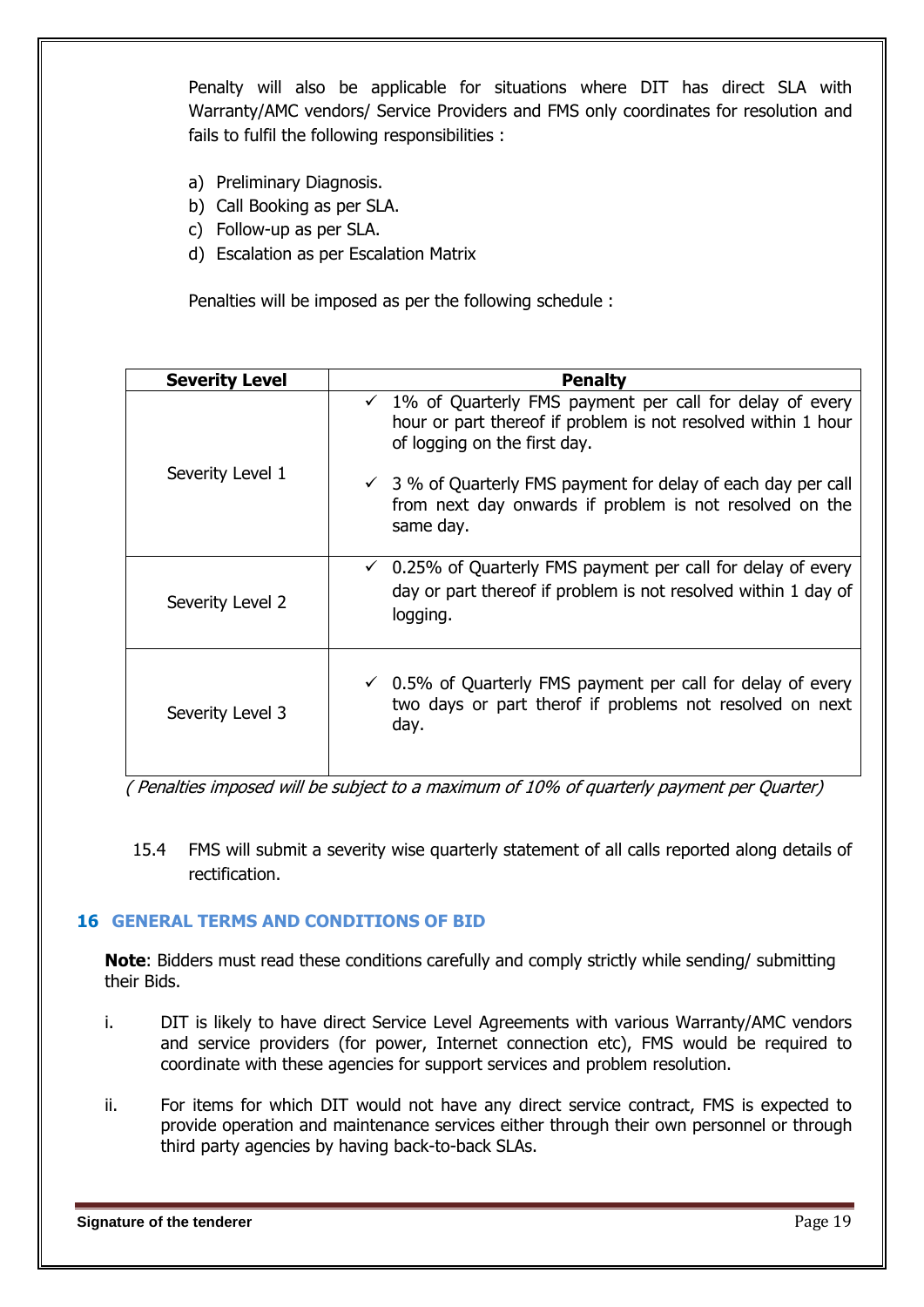Penalty will also be applicable for situations where DIT has direct SLA with Warranty/AMC vendors/ Service Providers and FMS only coordinates for resolution and fails to fulfil the following responsibilities :

a) Preliminary Diagnosis.
b) Call Booking as per SLA.
c) Follow-up as per SLA.
d) Escalation as per Escalation Matrix

Penalties will be imposed as per the following schedule :

| Severity Level | Penalty |
|---|---|
| Severity Level 1 | ✓ 1% of Quarterly FMS payment per call for delay of every hour or part thereof if problem is not resolved within 1 hour of logging on the first day.<br>✓ 3 % of Quarterly FMS payment for delay of each day per call from next day onwards if problem is not resolved on the same day. |
| Severity Level 2 | ✓ 0.25% of Quarterly FMS payment per call for delay of every day or part thereof if problem is not resolved within 1 day of logging. |
| Severity Level 3 | ✓ 0.5% of Quarterly FMS payment per call for delay of every two days or part therof if problems not resolved on next day. |

*( Penalties imposed will be subject to a maximum of 10% of quarterly payment per Quarter)*

15.4 FMS will submit a severity wise quarterly statement of all calls reported along details of rectification.

## 16 GENERAL TERMS AND CONDITIONS OF BID

**Note**: Bidders must read these conditions carefully and comply strictly while sending/ submitting their Bids.

i. DIT is likely to have direct Service Level Agreements with various Warranty/AMC vendors and service providers (for power, Internet connection etc), FMS would be required to coordinate with these agencies for support services and problem resolution.

ii. For items for which DIT would not have any direct service contract, FMS is expected to provide operation and maintenance services either through their own personnel or through third party agencies by having back-to-back SLAs.

**Signature of the tenderer**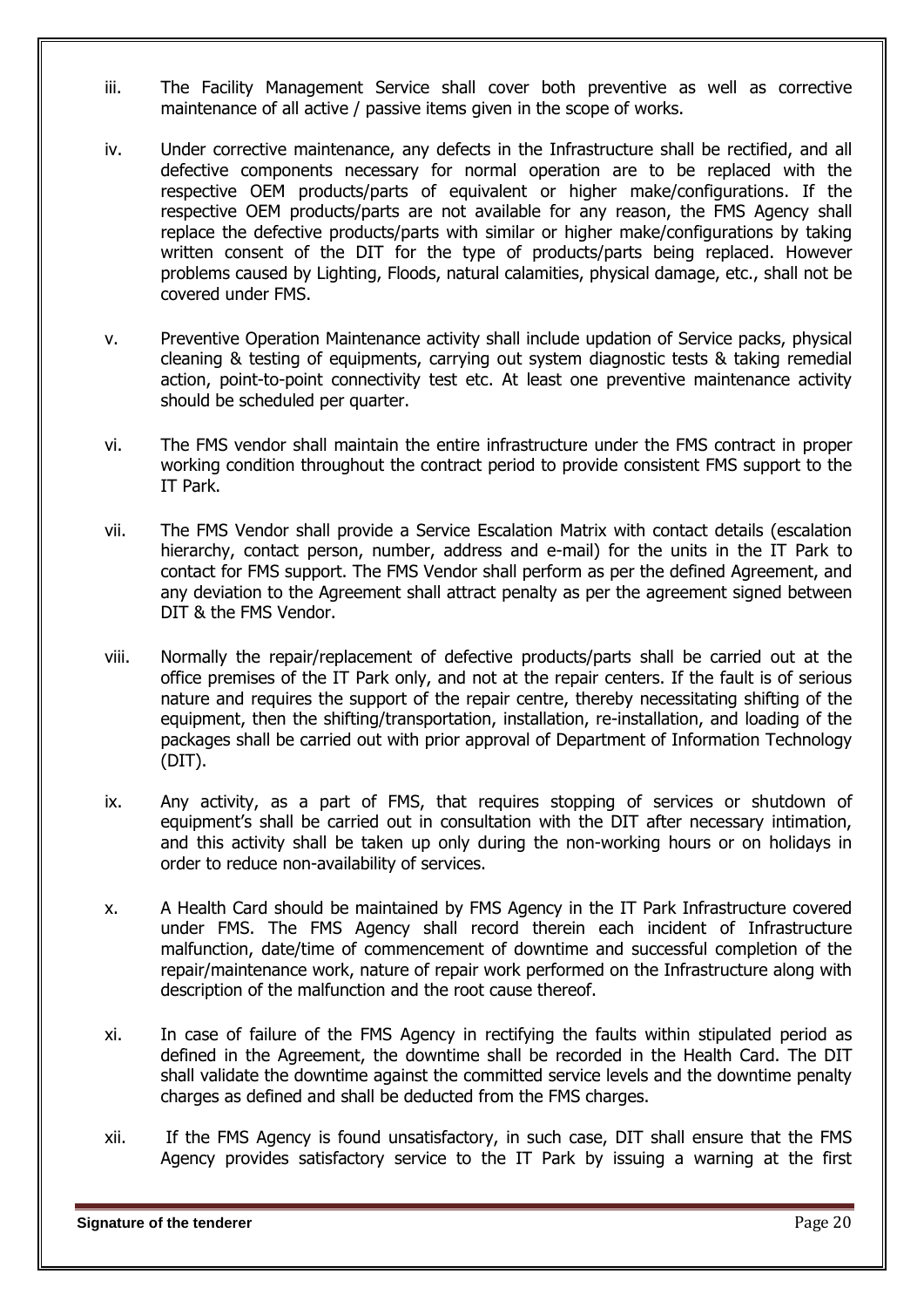iii. The Facility Management Service shall cover both preventive as well as corrective maintenance of all active / passive items given in the scope of works.

iv. Under corrective maintenance, any defects in the Infrastructure shall be rectified, and all defective components necessary for normal operation are to be replaced with the respective OEM products/parts of equivalent or higher make/configurations. If the respective OEM products/parts are not available for any reason, the FMS Agency shall replace the defective products/parts with similar or higher make/configurations by taking written consent of the DIT for the type of products/parts being replaced. However problems caused by Lighting, Floods, natural calamities, physical damage, etc., shall not be covered under FMS.

v. Preventive Operation Maintenance activity shall include updation of Service packs, physical cleaning & testing of equipments, carrying out system diagnostic tests & taking remedial action, point-to-point connectivity test etc. At least one preventive maintenance activity should be scheduled per quarter.

vi. The FMS vendor shall maintain the entire infrastructure under the FMS contract in proper working condition throughout the contract period to provide consistent FMS support to the IT Park.

vii. The FMS Vendor shall provide a Service Escalation Matrix with contact details (escalation hierarchy, contact person, number, address and e-mail) for the units in the IT Park to contact for FMS support. The FMS Vendor shall perform as per the defined Agreement, and any deviation to the Agreement shall attract penalty as per the agreement signed between DIT & the FMS Vendor.

viii. Normally the repair/replacement of defective products/parts shall be carried out at the office premises of the IT Park only, and not at the repair centers. If the fault is of serious nature and requires the support of the repair centre, thereby necessitating shifting of the equipment, then the shifting/transportation, installation, re-installation, and loading of the packages shall be carried out with prior approval of Department of Information Technology (DIT).

ix. Any activity, as a part of FMS, that requires stopping of services or shutdown of equipment's shall be carried out in consultation with the DIT after necessary intimation, and this activity shall be taken up only during the non-working hours or on holidays in order to reduce non-availability of services.

x. A Health Card should be maintained by FMS Agency in the IT Park Infrastructure covered under FMS. The FMS Agency shall record therein each incident of Infrastructure malfunction, date/time of commencement of downtime and successful completion of the repair/maintenance work, nature of repair work performed on the Infrastructure along with description of the malfunction and the root cause thereof.

xi. In case of failure of the FMS Agency in rectifying the faults within stipulated period as defined in the Agreement, the downtime shall be recorded in the Health Card. The DIT shall validate the downtime against the committed service levels and the downtime penalty charges as defined and shall be deducted from the FMS charges.

xii. If the FMS Agency is found unsatisfactory, in such case, DIT shall ensure that the FMS Agency provides satisfactory service to the IT Park by issuing a warning at the first

**Signature of the tenderer**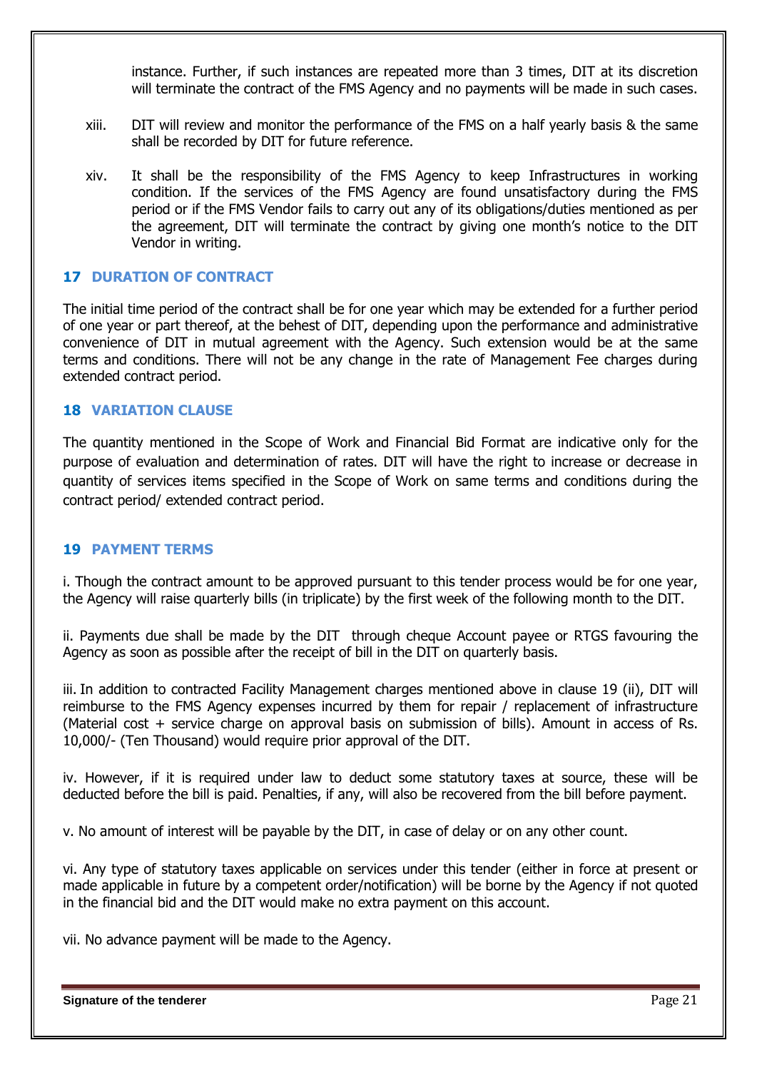instance. Further, if such instances are repeated more than 3 times, DIT at its discretion will terminate the contract of the FMS Agency and no payments will be made in such cases.

xiii. DIT will review and monitor the performance of the FMS on a half yearly basis & the same shall be recorded by DIT for future reference.

xiv. It shall be the responsibility of the FMS Agency to keep Infrastructures in working condition. If the services of the FMS Agency are found unsatisfactory during the FMS period or if the FMS Vendor fails to carry out any of its obligations/duties mentioned as per the agreement, DIT will terminate the contract by giving one month's notice to the DIT Vendor in writing.

## 17 DURATION OF CONTRACT

The initial time period of the contract shall be for one year which may be extended for a further period of one year or part thereof, at the behest of DIT, depending upon the performance and administrative convenience of DIT in mutual agreement with the Agency. Such extension would be at the same terms and conditions. There will not be any change in the rate of Management Fee charges during extended contract period.

## 18 VARIATION CLAUSE

The quantity mentioned in the Scope of Work and Financial Bid Format are indicative only for the purpose of evaluation and determination of rates. DIT will have the right to increase or decrease in quantity of services items specified in the Scope of Work on same terms and conditions during the contract period/ extended contract period.

## 19 PAYMENT TERMS

i. Though the contract amount to be approved pursuant to this tender process would be for one year, the Agency will raise quarterly bills (in triplicate) by the first week of the following month to the DIT.

ii. Payments due shall be made by the DIT through cheque Account payee or RTGS favouring the Agency as soon as possible after the receipt of bill in the DIT on quarterly basis.

iii. In addition to contracted Facility Management charges mentioned above in clause 19 (ii), DIT will reimburse to the FMS Agency expenses incurred by them for repair / replacement of infrastructure (Material cost + service charge on approval basis on submission of bills). Amount in access of Rs. 10,000/- (Ten Thousand) would require prior approval of the DIT.

iv. However, if it is required under law to deduct some statutory taxes at source, these will be deducted before the bill is paid. Penalties, if any, will also be recovered from the bill before payment.

v. No amount of interest will be payable by the DIT, in case of delay or on any other count.

vi. Any type of statutory taxes applicable on services under this tender (either in force at present or made applicable in future by a competent order/notification) will be borne by the Agency if not quoted in the financial bid and the DIT would make no extra payment on this account.

vii. No advance payment will be made to the Agency.

**Signature of the tenderer**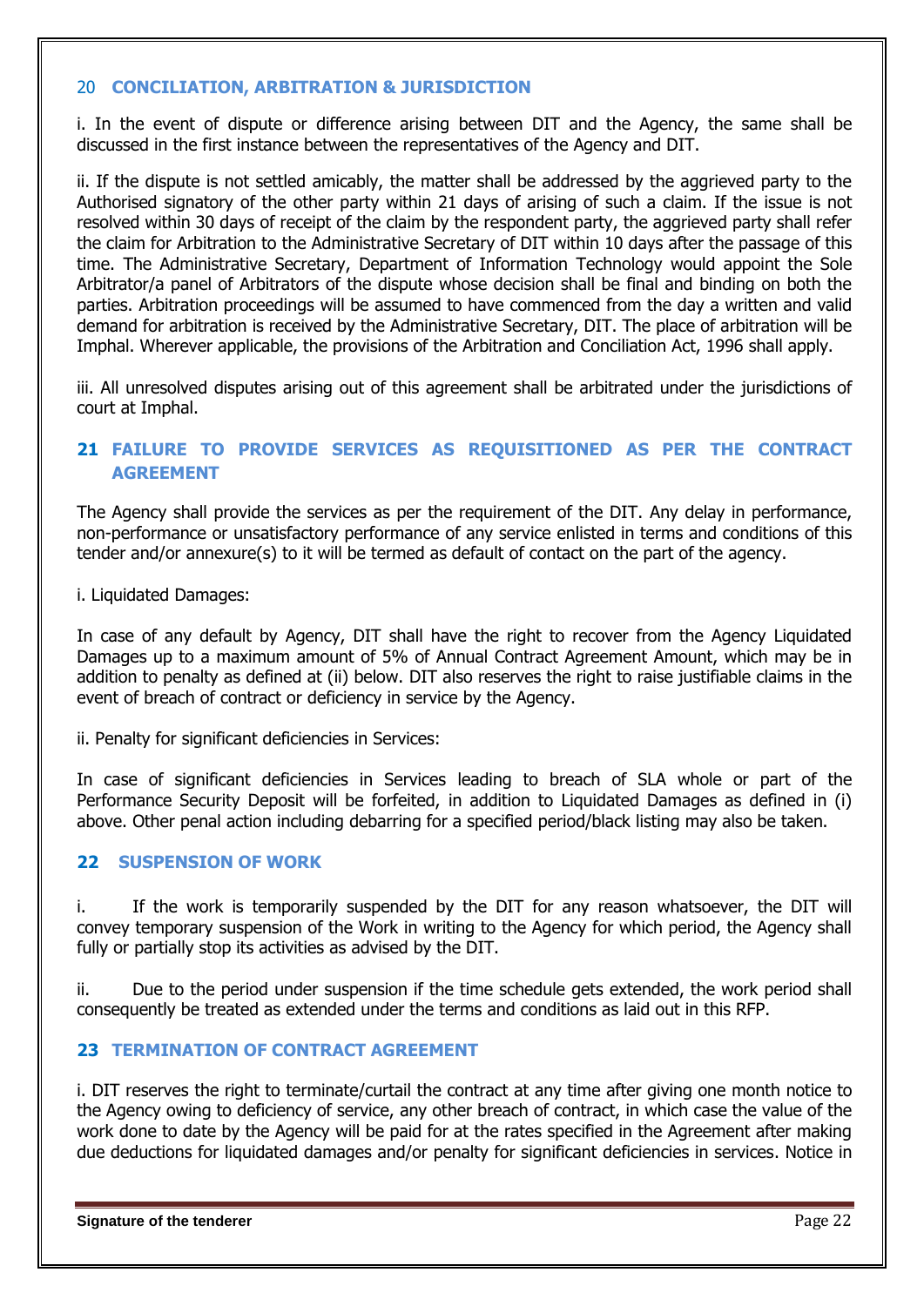## 20 CONCILIATION, ARBITRATION & JURISDICTION

i. In the event of dispute or difference arising between DIT and the Agency, the same shall be discussed in the first instance between the representatives of the Agency and DIT.

ii. If the dispute is not settled amicably, the matter shall be addressed by the aggrieved party to the Authorised signatory of the other party within 21 days of arising of such a claim. If the issue is not resolved within 30 days of receipt of the claim by the respondent party, the aggrieved party shall refer the claim for Arbitration to the Administrative Secretary of DIT within 10 days after the passage of this time. The Administrative Secretary, Department of Information Technology would appoint the Sole Arbitrator/a panel of Arbitrators of the dispute whose decision shall be final and binding on both the parties. Arbitration proceedings will be assumed to have commenced from the day a written and valid demand for arbitration is received by the Administrative Secretary, DIT. The place of arbitration will be Imphal. Wherever applicable, the provisions of the Arbitration and Conciliation Act, 1996 shall apply.

iii. All unresolved disputes arising out of this agreement shall be arbitrated under the jurisdictions of court at Imphal.

## 21 FAILURE TO PROVIDE SERVICES AS REQUISITIONED AS PER THE CONTRACT AGREEMENT

The Agency shall provide the services as per the requirement of the DIT. Any delay in performance, non-performance or unsatisfactory performance of any service enlisted in terms and conditions of this tender and/or annexure(s) to it will be termed as default of contact on the part of the agency.

i. Liquidated Damages:

In case of any default by Agency, DIT shall have the right to recover from the Agency Liquidated Damages up to a maximum amount of 5% of Annual Contract Agreement Amount, which may be in addition to penalty as defined at (ii) below. DIT also reserves the right to raise justifiable claims in the event of breach of contract or deficiency in service by the Agency.

ii. Penalty for significant deficiencies in Services:

In case of significant deficiencies in Services leading to breach of SLA whole or part of the Performance Security Deposit will be forfeited, in addition to Liquidated Damages as defined in (i) above. Other penal action including debarring for a specified period/black listing may also be taken.

## 22 SUSPENSION OF WORK

i. If the work is temporarily suspended by the DIT for any reason whatsoever, the DIT will convey temporary suspension of the Work in writing to the Agency for which period, the Agency shall fully or partially stop its activities as advised by the DIT.

ii. Due to the period under suspension if the time schedule gets extended, the work period shall consequently be treated as extended under the terms and conditions as laid out in this RFP.

## 23 TERMINATION OF CONTRACT AGREEMENT

i. DIT reserves the right to terminate/curtail the contract at any time after giving one month notice to the Agency owing to deficiency of service, any other breach of contract, in which case the value of the work done to date by the Agency will be paid for at the rates specified in the Agreement after making due deductions for liquidated damages and/or penalty for significant deficiencies in services. Notice in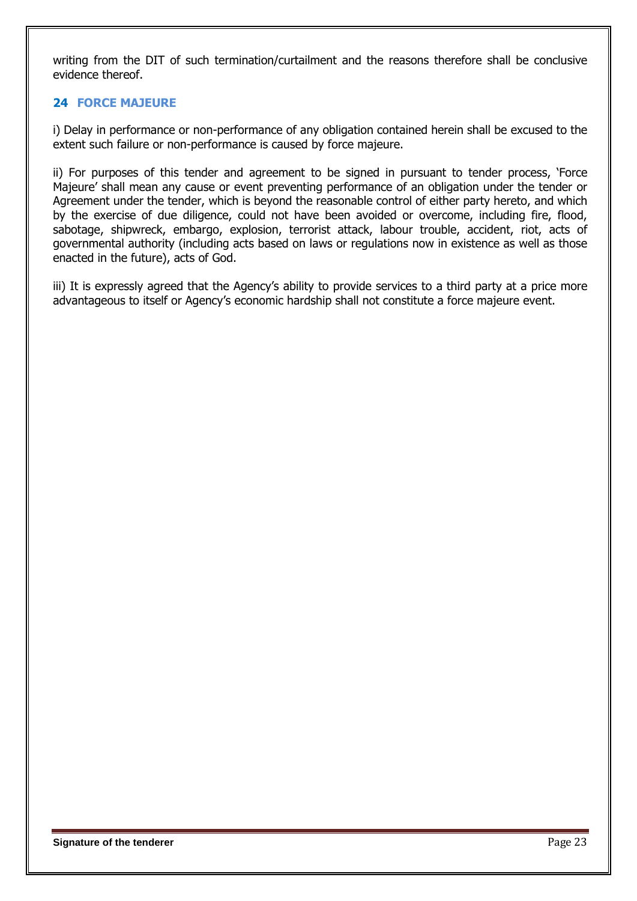writing from the DIT of such termination/curtailment and the reasons therefore shall be conclusive evidence thereof.

## 24 FORCE MAJEURE

i) Delay in performance or non-performance of any obligation contained herein shall be excused to the extent such failure or non-performance is caused by force majeure.

ii) For purposes of this tender and agreement to be signed in pursuant to tender process, 'Force Majeure' shall mean any cause or event preventing performance of an obligation under the tender or Agreement under the tender, which is beyond the reasonable control of either party hereto, and which by the exercise of due diligence, could not have been avoided or overcome, including fire, flood, sabotage, shipwreck, embargo, explosion, terrorist attack, labour trouble, accident, riot, acts of governmental authority (including acts based on laws or regulations now in existence as well as those enacted in the future), acts of God.

iii) It is expressly agreed that the Agency's ability to provide services to a third party at a price more advantageous to itself or Agency's economic hardship shall not constitute a force majeure event.

**Signature of the tenderer**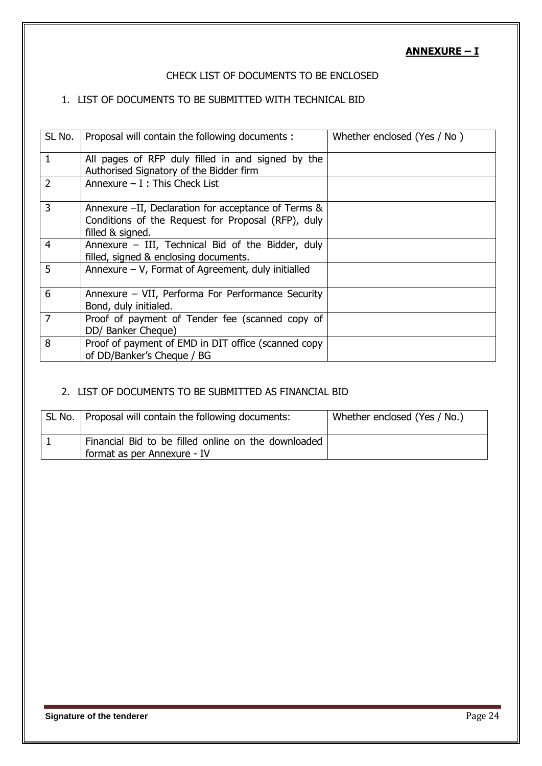**ANNEXURE – I**

CHECK LIST OF DOCUMENTS TO BE ENCLOSED

1. LIST OF DOCUMENTS TO BE SUBMITTED WITH TECHNICAL BID

| SL No. | Proposal will contain the following documents : | Whether enclosed (Yes / No ) |
|---|---|---|
| 1 | All pages of RFP duly filled in and signed by the Authorised Signatory of the Bidder firm | |
| 2 | Annexure – I : This Check List | |
| 3 | Annexure –II, Declaration for acceptance of Terms & Conditions of the Request for Proposal (RFP), duly filled & signed. | |
| 4 | Annexure – III, Technical Bid of the Bidder, duly filled, signed & enclosing documents. | |
| 5 | Annexure – V, Format of Agreement, duly initialled | |
| 6 | Annexure – VII, Performa For Performance Security Bond, duly initialed. | |
| 7 | Proof of payment of Tender fee (scanned copy of DD/ Banker Cheque) | |
| 8 | Proof of payment of EMD in DIT office (scanned copy of DD/Banker's Cheque / BG | |

2. LIST OF DOCUMENTS TO BE SUBMITTED AS FINANCIAL BID

| SL No. | Proposal will contain the following documents: | Whether enclosed (Yes / No.) |
|---|---|---|
| 1 | Financial Bid to be filled online on the downloaded format as per Annexure - IV | |

**Signature of the tenderer**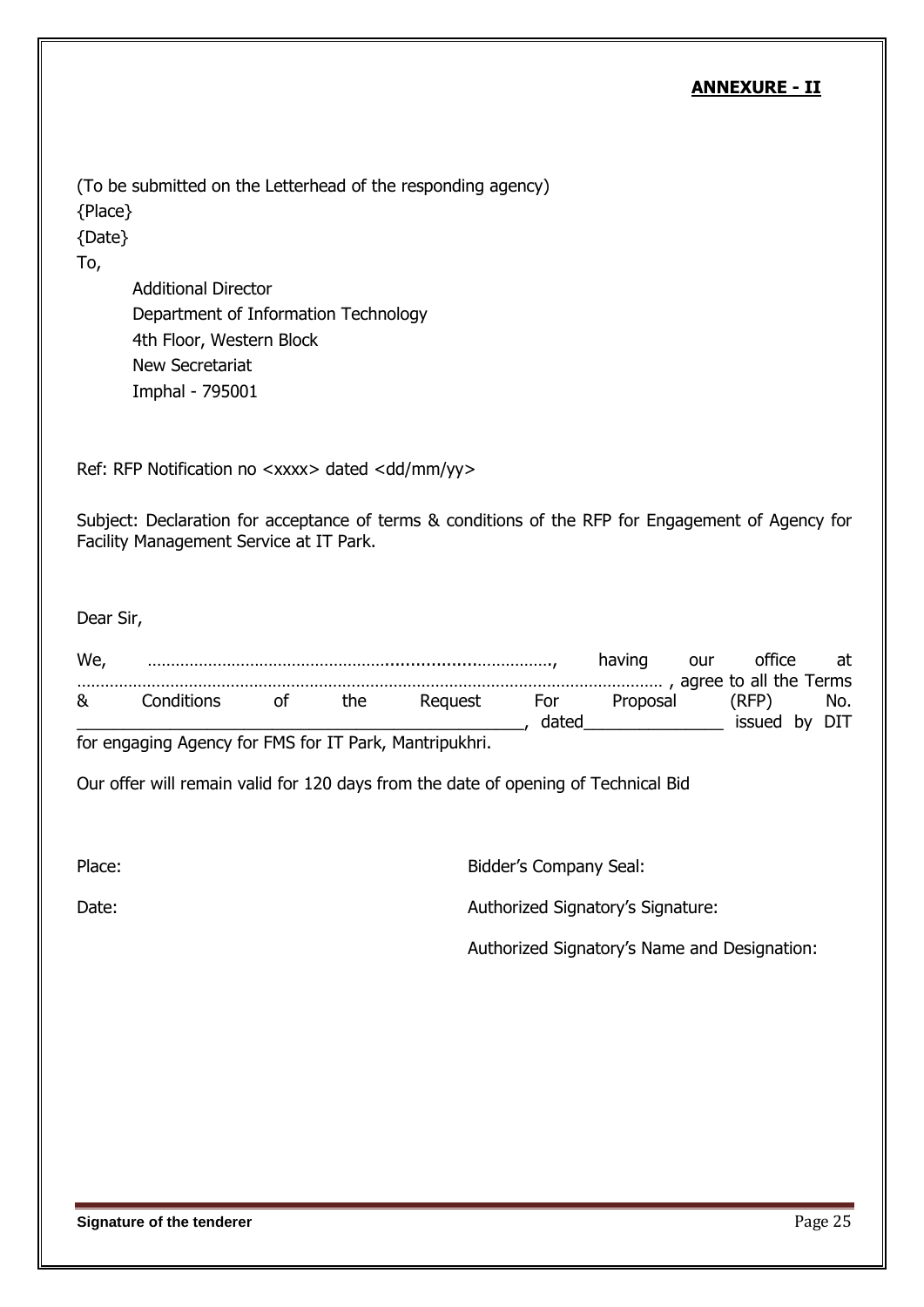**ANNEXURE - II**

(To be submitted on the Letterhead of the responding agency)

{Place}

{Date}

To,

Additional Director
Department of Information Technology
4th Floor, Western Block
New Secretariat
Imphal - 795001

Ref: RFP Notification no <xxxx> dated <dd/mm/yy>

Subject: Declaration for acceptance of terms & conditions of the RFP for Engagement of Agency for Facility Management Service at IT Park.

Dear Sir,

We, ……………………………………………………………………………., having our office at ………………………………………………………………………………………………………… , agree to all the Terms & Conditions of the Request For Proposal (RFP) No. _______________________________________________, dated_______________ issued by DIT for engaging Agency for FMS for IT Park, Mantripukhri.

Our offer will remain valid for 120 days from the date of opening of Technical Bid

Place:

Date:

Bidder's Company Seal:

Authorized Signatory's Signature:

Authorized Signatory's Name and Designation:

**Signature of the tenderer**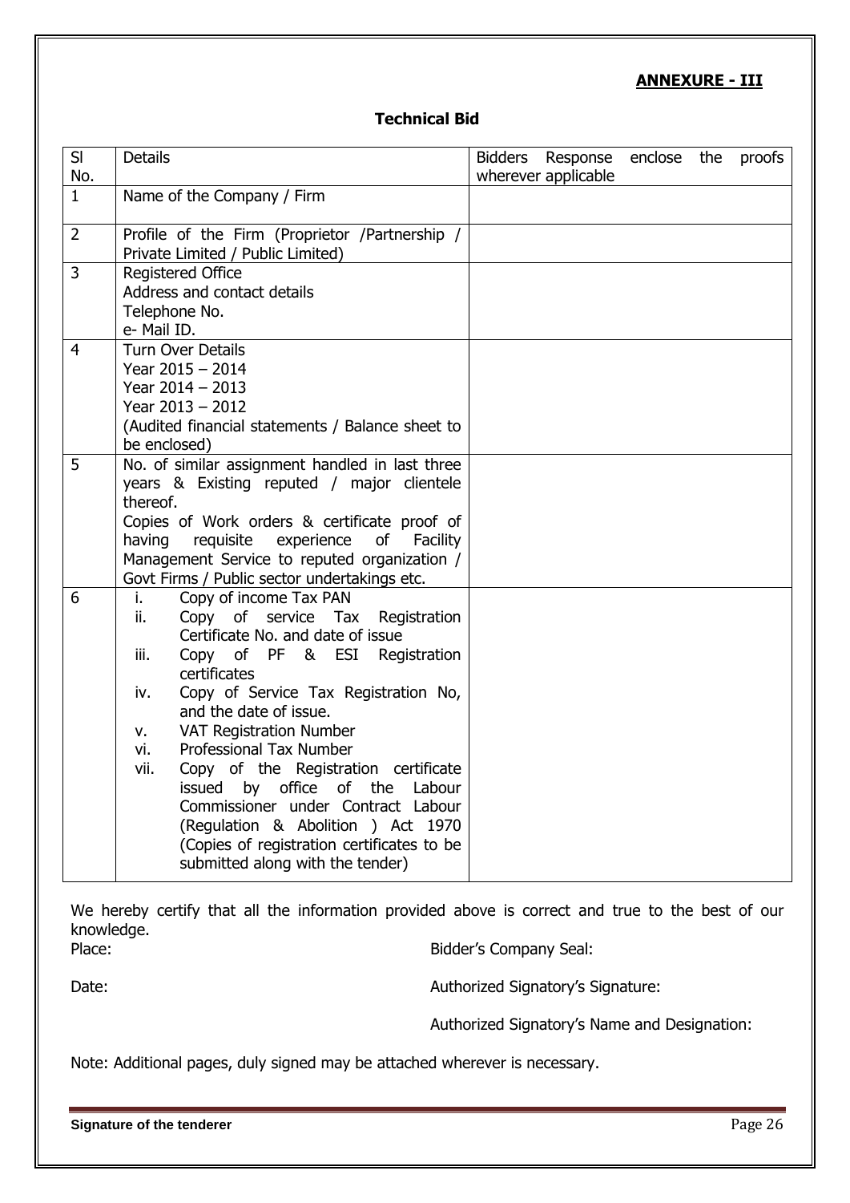**ANNEXURE - III**

## Technical Bid

| Sl No. | Details | Bidders Response enclose the proofs wherever applicable |
|---|---|---|
| 1 | Name of the Company / Firm | |
| 2 | Profile of the Firm (Proprietor /Partnership / Private Limited / Public Limited) | |
| 3 | Registered Office<br>Address and contact details<br>Telephone No.<br>e- Mail ID. | |
| 4 | Turn Over Details<br>Year 2015 – 2014<br>Year 2014 – 2013<br>Year 2013 – 2012<br>(Audited financial statements / Balance sheet to be enclosed) | |
| 5 | No. of similar assignment handled in last three years & Existing reputed / major clientele thereof.<br>Copies of Work orders & certificate proof of having requisite experience of Facility Management Service to reputed organization / Govt Firms / Public sector undertakings etc. | |
| 6 | i. Copy of income Tax PAN<br>ii. Copy of service Tax Registration Certificate No. and date of issue<br>iii. Copy of PF & ESI Registration certificates<br>iv. Copy of Service Tax Registration No, and the date of issue.<br>v. VAT Registration Number<br>vi. Professional Tax Number<br>vii. Copy of the Registration certificate issued by office of the Labour Commissioner under Contract Labour (Regulation & Abolition ) Act 1970 (Copies of registration certificates to be submitted along with the tender) | |

We hereby certify that all the information provided above is correct and true to the best of our knowledge.

Place: Bidder's Company Seal:

Date: Authorized Signatory's Signature:

Authorized Signatory's Name and Designation:

Note: Additional pages, duly signed may be attached wherever is necessary.

**Signature of the tenderer**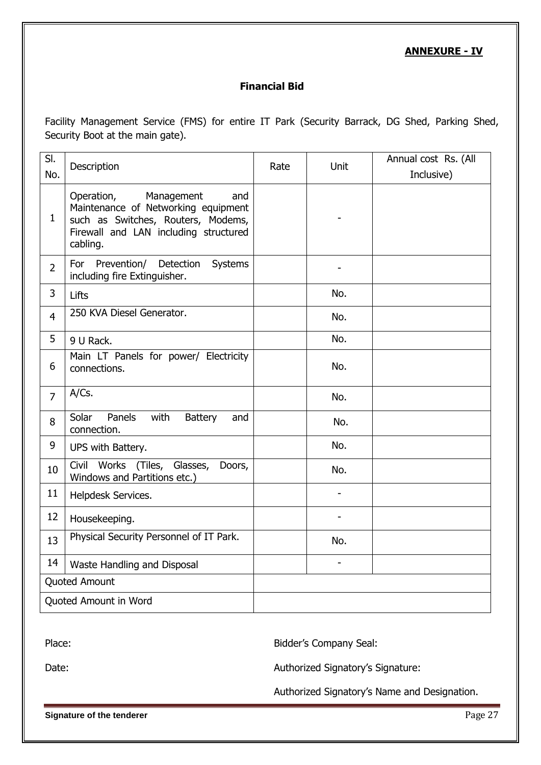**ANNEXURE - IV**

## Financial Bid

Facility Management Service (FMS) for entire IT Park (Security Barrack, DG Shed, Parking Shed, Security Boot at the main gate).

| Sl. No. | Description | Rate | Unit | Annual cost Rs. (All Inclusive) |
|---|---|---|---|---|
| 1 | Operation, Management and Maintenance of Networking equipment such as Switches, Routers, Modems, Firewall and LAN including structured cabling. | | - | |
| 2 | For Prevention/ Detection Systems including fire Extinguisher. | | - | |
| 3 | Lifts | | No. | |
| 4 | 250 KVA Diesel Generator. | | No. | |
| 5 | 9 U Rack. | | No. | |
| 6 | Main LT Panels for power/ Electricity connections. | | No. | |
| 7 | A/Cs. | | No. | |
| 8 | Solar Panels with Battery and connection. | | No. | |
| 9 | UPS with Battery. | | No. | |
| 10 | Civil Works (Tiles, Glasses, Doors, Windows and Partitions etc.) | | No. | |
| 11 | Helpdesk Services. | | - | |
| 12 | Housekeeping. | | - | |
| 13 | Physical Security Personnel of IT Park. | | No. | |
| 14 | Waste Handling and Disposal | | - | |
| Quoted Amount | | | | |
| Quoted Amount in Word | | | | |

Place:

Date:

Bidder's Company Seal:

Authorized Signatory's Signature:

Authorized Signatory's Name and Designation.

**Signature of the tenderer**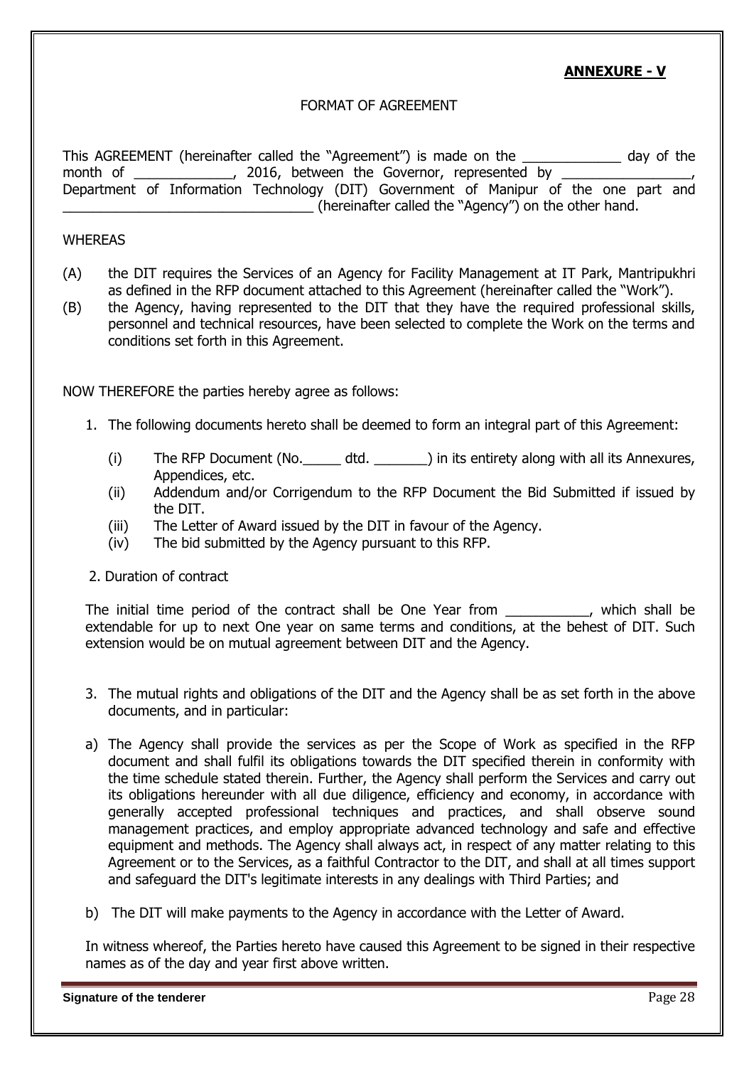**ANNEXURE - V**

FORMAT OF AGREEMENT

This AGREEMENT (hereinafter called the "Agreement") is made on the _____________ day of the month of _____________, 2016, between the Governor, represented by _________________, Department of Information Technology (DIT) Government of Manipur of the one part and _________________________________ (hereinafter called the "Agency") on the other hand.

WHEREAS

(A) the DIT requires the Services of an Agency for Facility Management at IT Park, Mantripukhri as defined in the RFP document attached to this Agreement (hereinafter called the "Work").

(B) the Agency, having represented to the DIT that they have the required professional skills, personnel and technical resources, have been selected to complete the Work on the terms and conditions set forth in this Agreement.

NOW THEREFORE the parties hereby agree as follows:

1. The following documents hereto shall be deemed to form an integral part of this Agreement:

   (i) The RFP Document (No._____ dtd. _______) in its entirety along with all its Annexures, Appendices, etc.

   (ii) Addendum and/or Corrigendum to the RFP Document the Bid Submitted if issued by the DIT.

   (iii) The Letter of Award issued by the DIT in favour of the Agency.

   (iv) The bid submitted by the Agency pursuant to this RFP.

2. Duration of contract

The initial time period of the contract shall be One Year from ___________, which shall be extendable for up to next One year on same terms and conditions, at the behest of DIT. Such extension would be on mutual agreement between DIT and the Agency.

3. The mutual rights and obligations of the DIT and the Agency shall be as set forth in the above documents, and in particular:

a) The Agency shall provide the services as per the Scope of Work as specified in the RFP document and shall fulfil its obligations towards the DIT specified therein in conformity with the time schedule stated therein. Further, the Agency shall perform the Services and carry out its obligations hereunder with all due diligence, efficiency and economy, in accordance with generally accepted professional techniques and practices, and shall observe sound management practices, and employ appropriate advanced technology and safe and effective equipment and methods. The Agency shall always act, in respect of any matter relating to this Agreement or to the Services, as a faithful Contractor to the DIT, and shall at all times support and safeguard the DIT's legitimate interests in any dealings with Third Parties; and

b) The DIT will make payments to the Agency in accordance with the Letter of Award.

In witness whereof, the Parties hereto have caused this Agreement to be signed in their respective names as of the day and year first above written.

**Signature of the tenderer**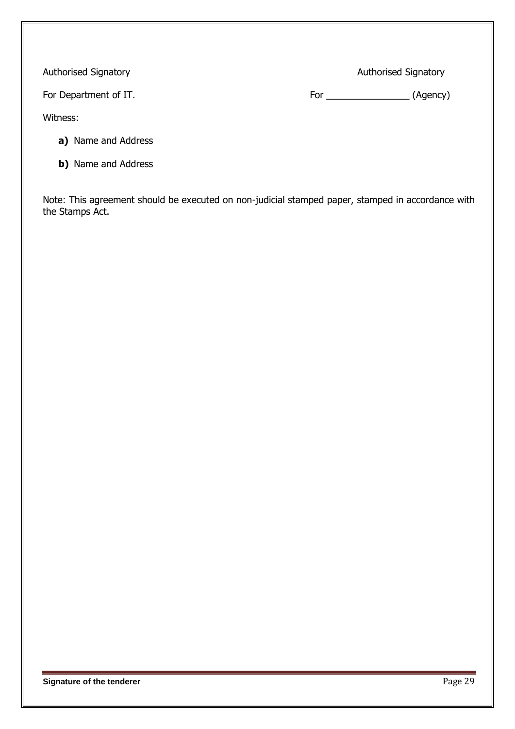Authorised Signatory

For Department of IT.

Authorised Signatory

For ________________ (Agency)

Witness:

**a)** Name and Address

**b)** Name and Address

Note: This agreement should be executed on non-judicial stamped paper, stamped in accordance with the Stamps Act.

**Signature of the tenderer**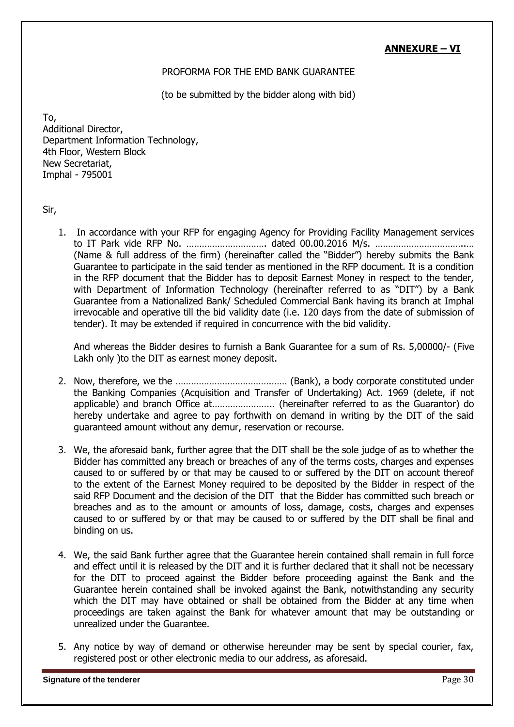**ANNEXURE – VI**

PROFORMA FOR THE EMD BANK GUARANTEE

(to be submitted by the bidder along with bid)

To,
Additional Director,
Department Information Technology,
4th Floor, Western Block
New Secretariat,
Imphal - 795001

Sir,

1. In accordance with your RFP for engaging Agency for Providing Facility Management services to IT Park vide RFP No. …………………………. dated 00.00.2016 M/s. ………………………….…… (Name & full address of the firm) (hereinafter called the "Bidder") hereby submits the Bank Guarantee to participate in the said tender as mentioned in the RFP document. It is a condition in the RFP document that the Bidder has to deposit Earnest Money in respect to the tender, with Department of Information Technology (hereinafter referred to as "DIT") by a Bank Guarantee from a Nationalized Bank/ Scheduled Commercial Bank having its branch at Imphal irrevocable and operative till the bid validity date (i.e. 120 days from the date of submission of tender). It may be extended if required in concurrence with the bid validity.

   And whereas the Bidder desires to furnish a Bank Guarantee for a sum of Rs. 5,00000/- (Five Lakh only )to the DIT as earnest money deposit.

2. Now, therefore, we the …………………………………… (Bank), a body corporate constituted under the Banking Companies (Acquisition and Transfer of Undertaking) Act. 1969 (delete, if not applicable) and branch Office at………………….. (hereinafter referred to as the Guarantor) do hereby undertake and agree to pay forthwith on demand in writing by the DIT of the said guaranteed amount without any demur, reservation or recourse.

3. We, the aforesaid bank, further agree that the DIT shall be the sole judge of as to whether the Bidder has committed any breach or breaches of any of the terms costs, charges and expenses caused to or suffered by or that may be caused to or suffered by the DIT on account thereof to the extent of the Earnest Money required to be deposited by the Bidder in respect of the said RFP Document and the decision of the DIT that the Bidder has committed such breach or breaches and as to the amount or amounts of loss, damage, costs, charges and expenses caused to or suffered by or that may be caused to or suffered by the DIT shall be final and binding on us.

4. We, the said Bank further agree that the Guarantee herein contained shall remain in full force and effect until it is released by the DIT and it is further declared that it shall not be necessary for the DIT to proceed against the Bidder before proceeding against the Bank and the Guarantee herein contained shall be invoked against the Bank, notwithstanding any security which the DIT may have obtained or shall be obtained from the Bidder at any time when proceedings are taken against the Bank for whatever amount that may be outstanding or unrealized under the Guarantee.

5. Any notice by way of demand or otherwise hereunder may be sent by special courier, fax, registered post or other electronic media to our address, as aforesaid.

**Signature of the tenderer**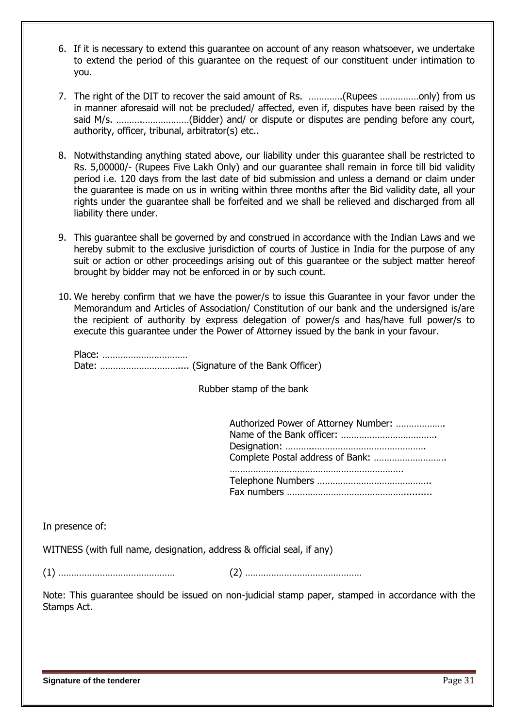6. If it is necessary to extend this guarantee on account of any reason whatsoever, we undertake to extend the period of this guarantee on the request of our constituent under intimation to you.

7. The right of the DIT to recover the said amount of Rs. ………….(Rupees ……………only) from us in manner aforesaid will not be precluded/ affected, even if, disputes have been raised by the said M/s. ………..……………(Bidder) and/ or dispute or disputes are pending before any court, authority, officer, tribunal, arbitrator(s) etc..

8. Notwithstanding anything stated above, our liability under this guarantee shall be restricted to Rs. 5,00000/- (Rupees Five Lakh Only) and our guarantee shall remain in force till bid validity period i.e. 120 days from the last date of bid submission and unless a demand or claim under the guarantee is made on us in writing within three months after the Bid validity date, all your rights under the guarantee shall be forfeited and we shall be relieved and discharged from all liability there under.

9. This guarantee shall be governed by and construed in accordance with the Indian Laws and we hereby submit to the exclusive jurisdiction of courts of Justice in India for the purpose of any suit or action or other proceedings arising out of this guarantee or the subject matter hereof brought by bidder may not be enforced in or by such count.

10. We hereby confirm that we have the power/s to issue this Guarantee in your favor under the Memorandum and Articles of Association/ Constitution of our bank and the undersigned is/are the recipient of authority by express delegation of power/s and has/have full power/s to execute this guarantee under the Power of Attorney issued by the bank in your favour.

Place: ……………………………

Date: …………………………... (Signature of the Bank Officer)

Rubber stamp of the bank

Authorized Power of Attorney Number: ……………….

Name of the Bank officer: ……………………………….

Designation: …….……………………………………….

Complete Postal address of Bank: ……………………….

………………………………………………………….

Telephone Numbers ……………………………………..

Fax numbers …………………………………….........

In presence of:

WITNESS (with full name, designation, address & official seal, if any)

(1) ……………………………………… (2) ………………………………………

Note: This guarantee should be issued on non-judicial stamp paper, stamped in accordance with the Stamps Act.

**Signature of the tenderer**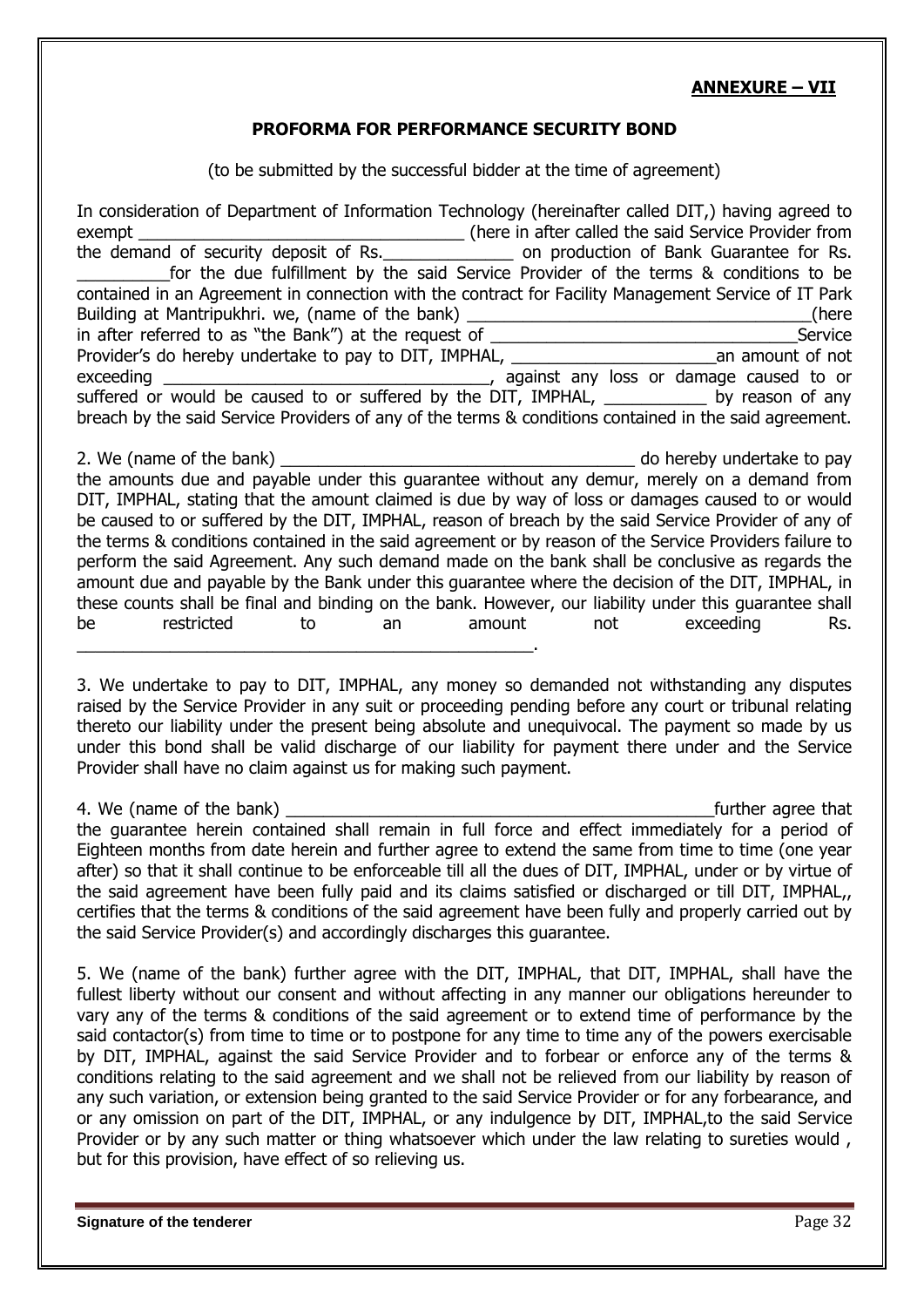**ANNEXURE – VII**

## PROFORMA FOR PERFORMANCE SECURITY BOND

(to be submitted by the successful bidder at the time of agreement)

In consideration of Department of Information Technology (hereinafter called DIT,) having agreed to exempt ___________________________________ (here in after called the said Service Provider from the demand of security deposit of Rs.______________ on production of Bank Guarantee for Rs. __________for the due fulfillment by the said Service Provider of the terms & conditions to be contained in an Agreement in connection with the contract for Facility Management Service of IT Park Building at Mantripukhri. we, (name of the bank) ______________________________________(here in after referred to as "the Bank") at the request of _________________________________Service Provider's do hereby undertake to pay to DIT, IMPHAL, ______________________an amount of not exceeding ___________________________________, against any loss or damage caused to or suffered or would be caused to or suffered by the DIT, IMPHAL, ___________ by reason of any breach by the said Service Providers of any of the terms & conditions contained in the said agreement.

2. We (name of the bank) ______________________________________ do hereby undertake to pay the amounts due and payable under this guarantee without any demur, merely on a demand from DIT, IMPHAL, stating that the amount claimed is due by way of loss or damages caused to or would be caused to or suffered by the DIT, IMPHAL, reason of breach by the said Service Provider of any of the terms & conditions contained in the said agreement or by reason of the Service Providers failure to perform the said Agreement. Any such demand made on the bank shall be conclusive as regards the amount due and payable by the Bank under this guarantee where the decision of the DIT, IMPHAL, in these counts shall be final and binding on the bank. However, our liability under this guarantee shall be restricted to an amount not exceeding Rs. __________________________________________________.

3. We undertake to pay to DIT, IMPHAL, any money so demanded not withstanding any disputes raised by the Service Provider in any suit or proceeding pending before any court or tribunal relating thereto our liability under the present being absolute and unequivocal. The payment so made by us under this bond shall be valid discharge of our liability for payment there under and the Service Provider shall have no claim against us for making such payment.

4. We (name of the bank) _______________________________________________further agree that the guarantee herein contained shall remain in full force and effect immediately for a period of Eighteen months from date herein and further agree to extend the same from time to time (one year after) so that it shall continue to be enforceable till all the dues of DIT, IMPHAL, under or by virtue of the said agreement have been fully paid and its claims satisfied or discharged or till DIT, IMPHAL,, certifies that the terms & conditions of the said agreement have been fully and properly carried out by the said Service Provider(s) and accordingly discharges this guarantee.

5. We (name of the bank) further agree with the DIT, IMPHAL, that DIT, IMPHAL, shall have the fullest liberty without our consent and without affecting in any manner our obligations hereunder to vary any of the terms & conditions of the said agreement or to extend time of performance by the said contactor(s) from time to time or to postpone for any time to time any of the powers exercisable by DIT, IMPHAL, against the said Service Provider and to forbear or enforce any of the terms & conditions relating to the said agreement and we shall not be relieved from our liability by reason of any such variation, or extension being granted to the said Service Provider or for any forbearance, and or any omission on part of the DIT, IMPHAL, or any indulgence by DIT, IMPHAL,to the said Service Provider or by any such matter or thing whatsoever which under the law relating to sureties would , but for this provision, have effect of so relieving us.

**Signature of the tenderer**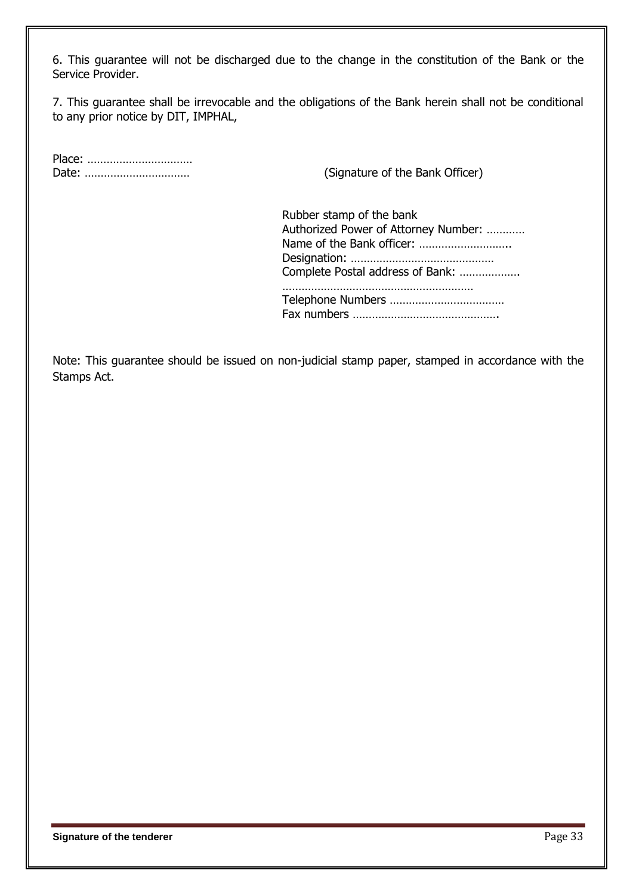6. This guarantee will not be discharged due to the change in the constitution of the Bank or the Service Provider.

7. This guarantee shall be irrevocable and the obligations of the Bank herein shall not be conditional to any prior notice by DIT, IMPHAL,

Place: ……………………………

Date: …………………………… (Signature of the Bank Officer)

Rubber stamp of the bank

Authorized Power of Attorney Number: …………

Name of the Bank officer: ………………………..

Designation: ………………………………………

Complete Postal address of Bank: ……………….

……………………………………………………

Telephone Numbers ………………………………

Fax numbers ……………………………………….

Note: This guarantee should be issued on non-judicial stamp paper, stamped in accordance with the Stamps Act.

**Signature of the tenderer**